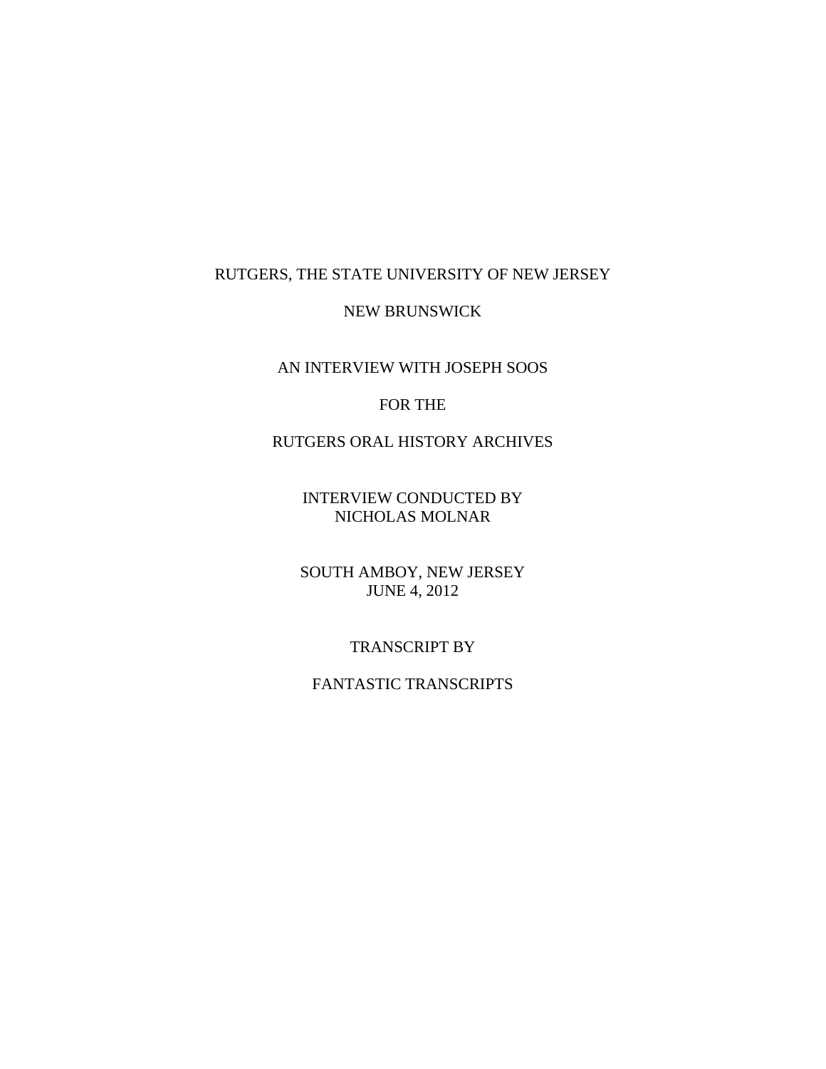RUTGERS, THE STATE UNIVERSITY OF NEW JERSEY

NEW BRUNSWICK

AN INTERVIEW WITH JOSEPH SOOS

FOR THE

RUTGERS ORAL HISTORY ARCHIVES

INTERVIEW CONDUCTED BY
NICHOLAS MOLNAR

SOUTH AMBOY, NEW JERSEY
JUNE 4, 2012

TRANSCRIPT BY

FANTASTIC TRANSCRIPTS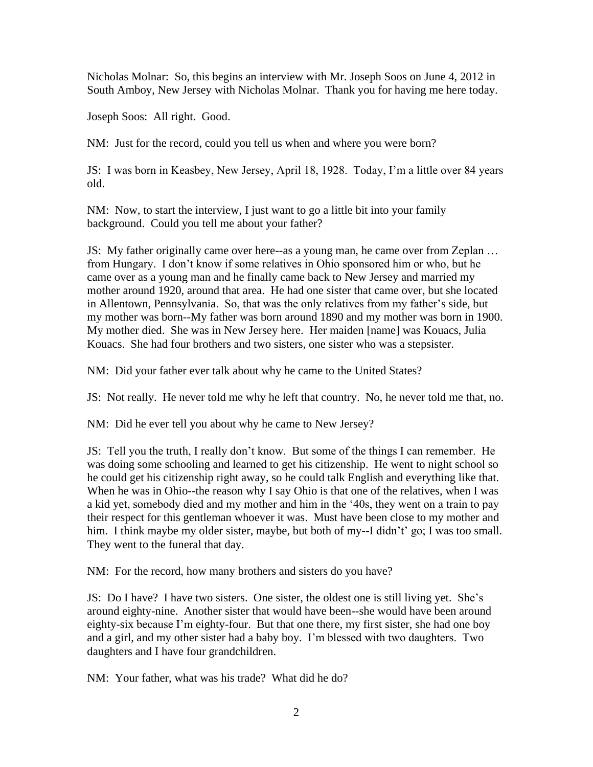Nicholas Molnar: So, this begins an interview with Mr. Joseph Soos on June 4, 2012 in South Amboy, New Jersey with Nicholas Molnar. Thank you for having me here today.

Joseph Soos: All right. Good.

NM: Just for the record, could you tell us when and where you were born?

JS: I was born in Keasbey, New Jersey, April 18, 1928. Today, I'm a little over 84 years old.

NM: Now, to start the interview, I just want to go a little bit into your family background. Could you tell me about your father?

JS: My father originally came over here--as a young man, he came over from Zeplan … from Hungary. I don't know if some relatives in Ohio sponsored him or who, but he came over as a young man and he finally came back to New Jersey and married my mother around 1920, around that area. He had one sister that came over, but she located in Allentown, Pennsylvania. So, that was the only relatives from my father's side, but my mother was born--My father was born around 1890 and my mother was born in 1900. My mother died. She was in New Jersey here. Her maiden [name] was Kouacs, Julia Kouacs. She had four brothers and two sisters, one sister who was a stepsister.

NM: Did your father ever talk about why he came to the United States?

JS: Not really. He never told me why he left that country. No, he never told me that, no.

NM: Did he ever tell you about why he came to New Jersey?

JS: Tell you the truth, I really don't know. But some of the things I can remember. He was doing some schooling and learned to get his citizenship. He went to night school so he could get his citizenship right away, so he could talk English and everything like that. When he was in Ohio--the reason why I say Ohio is that one of the relatives, when I was a kid yet, somebody died and my mother and him in the '40s, they went on a train to pay their respect for this gentleman whoever it was. Must have been close to my mother and him. I think maybe my older sister, maybe, but both of my--I didn't' go; I was too small. They went to the funeral that day.

NM: For the record, how many brothers and sisters do you have?

JS: Do I have? I have two sisters. One sister, the oldest one is still living yet. She's around eighty-nine. Another sister that would have been--she would have been around eighty-six because I'm eighty-four. But that one there, my first sister, she had one boy and a girl, and my other sister had a baby boy. I'm blessed with two daughters. Two daughters and I have four grandchildren.

NM: Your father, what was his trade? What did he do?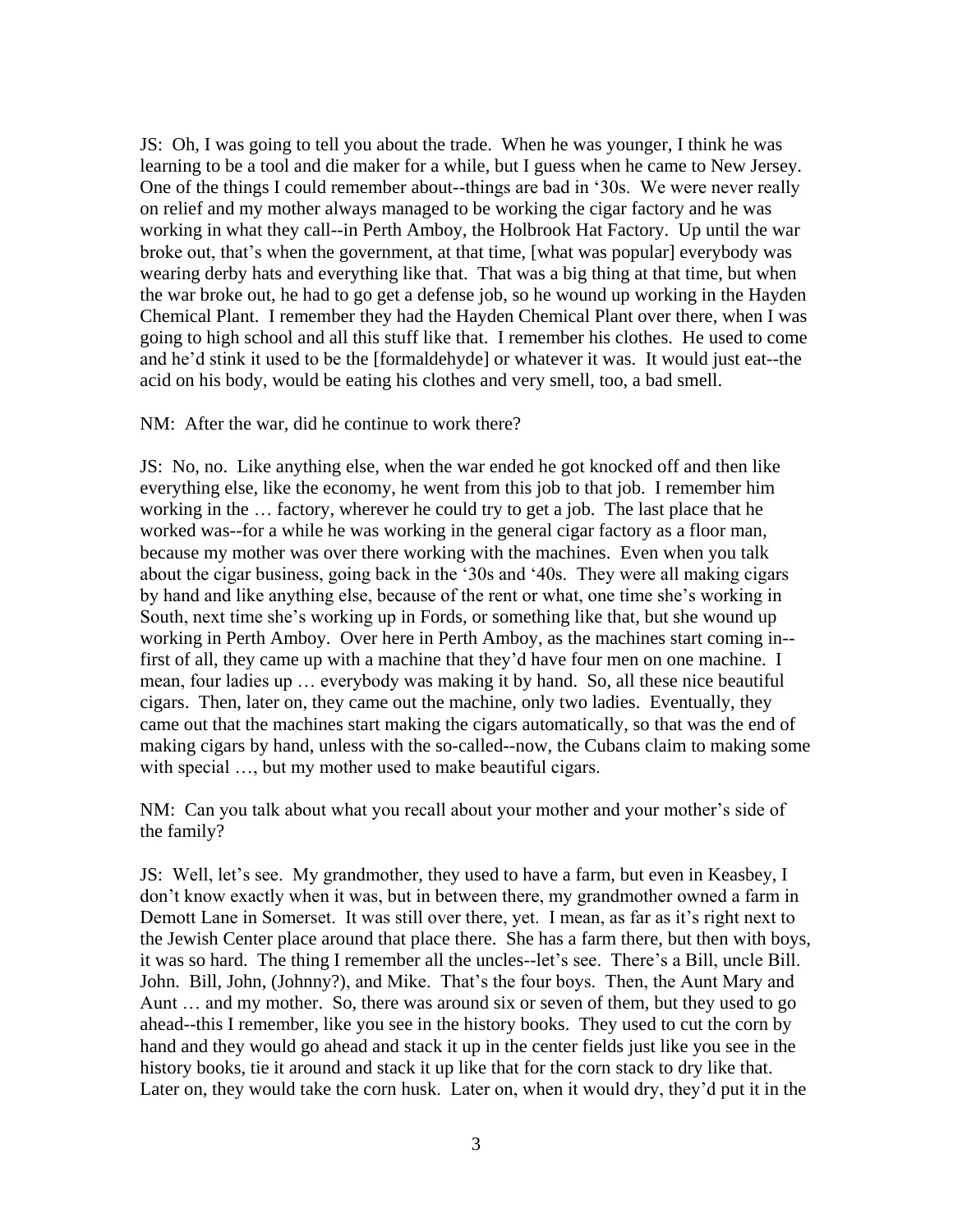JS: Oh, I was going to tell you about the trade. When he was younger, I think he was learning to be a tool and die maker for a while, but I guess when he came to New Jersey. One of the things I could remember about--things are bad in '30s. We were never really on relief and my mother always managed to be working the cigar factory and he was working in what they call--in Perth Amboy, the Holbrook Hat Factory. Up until the war broke out, that's when the government, at that time, [what was popular] everybody was wearing derby hats and everything like that. That was a big thing at that time, but when the war broke out, he had to go get a defense job, so he wound up working in the Hayden Chemical Plant. I remember they had the Hayden Chemical Plant over there, when I was going to high school and all this stuff like that. I remember his clothes. He used to come and he'd stink it used to be the [formaldehyde] or whatever it was. It would just eat--the acid on his body, would be eating his clothes and very smell, too, a bad smell.

NM: After the war, did he continue to work there?

JS: No, no. Like anything else, when the war ended he got knocked off and then like everything else, like the economy, he went from this job to that job. I remember him working in the … factory, wherever he could try to get a job. The last place that he worked was--for a while he was working in the general cigar factory as a floor man, because my mother was over there working with the machines. Even when you talk about the cigar business, going back in the '30s and '40s. They were all making cigars by hand and like anything else, because of the rent or what, one time she's working in South, next time she's working up in Fords, or something like that, but she wound up working in Perth Amboy. Over here in Perth Amboy, as the machines start coming in--first of all, they came up with a machine that they'd have four men on one machine. I mean, four ladies up … everybody was making it by hand. So, all these nice beautiful cigars. Then, later on, they came out the machine, only two ladies. Eventually, they came out that the machines start making the cigars automatically, so that was the end of making cigars by hand, unless with the so-called--now, the Cubans claim to making some with special …, but my mother used to make beautiful cigars.

NM: Can you talk about what you recall about your mother and your mother's side of the family?

JS: Well, let's see. My grandmother, they used to have a farm, but even in Keasbey, I don't know exactly when it was, but in between there, my grandmother owned a farm in Demott Lane in Somerset. It was still over there, yet. I mean, as far as it's right next to the Jewish Center place around that place there. She has a farm there, but then with boys, it was so hard. The thing I remember all the uncles--let's see. There's a Bill, uncle Bill. John. Bill, John, (Johnny?), and Mike. That's the four boys. Then, the Aunt Mary and Aunt … and my mother. So, there was around six or seven of them, but they used to go ahead--this I remember, like you see in the history books. They used to cut the corn by hand and they would go ahead and stack it up in the center fields just like you see in the history books, tie it around and stack it up like that for the corn stack to dry like that. Later on, they would take the corn husk. Later on, when it would dry, they'd put it in the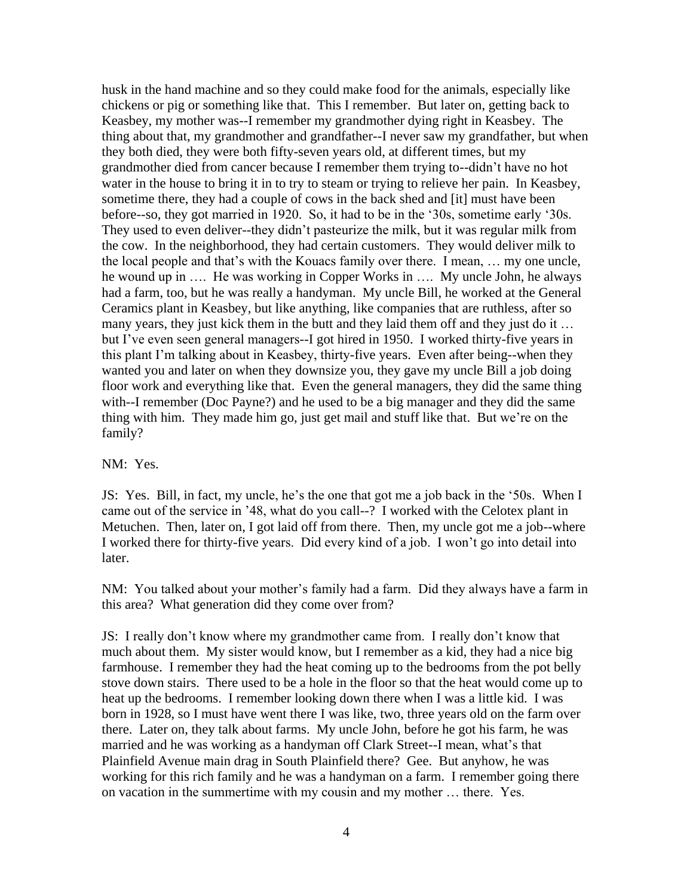husk in the hand machine and so they could make food for the animals, especially like chickens or pig or something like that. This I remember. But later on, getting back to Keasbey, my mother was--I remember my grandmother dying right in Keasbey. The thing about that, my grandmother and grandfather--I never saw my grandfather, but when they both died, they were both fifty-seven years old, at different times, but my grandmother died from cancer because I remember them trying to--didn't have no hot water in the house to bring it in to try to steam or trying to relieve her pain. In Keasbey, sometime there, they had a couple of cows in the back shed and [it] must have been before--so, they got married in 1920. So, it had to be in the '30s, sometime early '30s. They used to even deliver--they didn't pasteurize the milk, but it was regular milk from the cow. In the neighborhood, they had certain customers. They would deliver milk to the local people and that's with the Kouacs family over there. I mean, … my one uncle, he wound up in …. He was working in Copper Works in …. My uncle John, he always had a farm, too, but he was really a handyman. My uncle Bill, he worked at the General Ceramics plant in Keasbey, but like anything, like companies that are ruthless, after so many years, they just kick them in the butt and they laid them off and they just do it … but I've even seen general managers--I got hired in 1950. I worked thirty-five years in this plant I'm talking about in Keasbey, thirty-five years. Even after being--when they wanted you and later on when they downsize you, they gave my uncle Bill a job doing floor work and everything like that. Even the general managers, they did the same thing with--I remember (Doc Payne?) and he used to be a big manager and they did the same thing with him. They made him go, just get mail and stuff like that. But we're on the family?

NM: Yes.

JS: Yes. Bill, in fact, my uncle, he's the one that got me a job back in the '50s. When I came out of the service in '48, what do you call--? I worked with the Celotex plant in Metuchen. Then, later on, I got laid off from there. Then, my uncle got me a job--where I worked there for thirty-five years. Did every kind of a job. I won't go into detail into later.

NM: You talked about your mother's family had a farm. Did they always have a farm in this area? What generation did they come over from?

JS: I really don't know where my grandmother came from. I really don't know that much about them. My sister would know, but I remember as a kid, they had a nice big farmhouse. I remember they had the heat coming up to the bedrooms from the pot belly stove down stairs. There used to be a hole in the floor so that the heat would come up to heat up the bedrooms. I remember looking down there when I was a little kid. I was born in 1928, so I must have went there I was like, two, three years old on the farm over there. Later on, they talk about farms. My uncle John, before he got his farm, he was married and he was working as a handyman off Clark Street--I mean, what's that Plainfield Avenue main drag in South Plainfield there? Gee. But anyhow, he was working for this rich family and he was a handyman on a farm. I remember going there on vacation in the summertime with my cousin and my mother … there. Yes.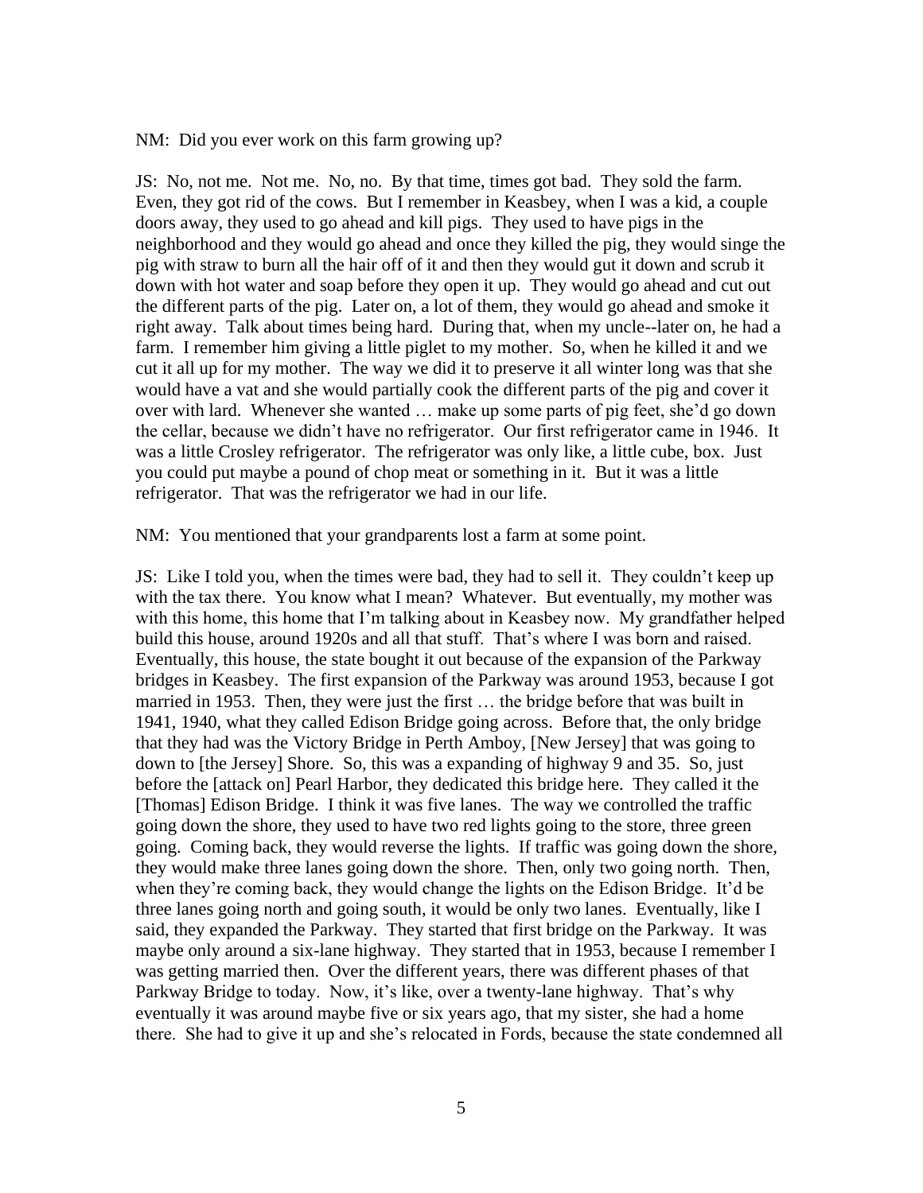NM: Did you ever work on this farm growing up?

JS: No, not me. Not me. No, no. By that time, times got bad. They sold the farm. Even, they got rid of the cows. But I remember in Keasbey, when I was a kid, a couple doors away, they used to go ahead and kill pigs. They used to have pigs in the neighborhood and they would go ahead and once they killed the pig, they would singe the pig with straw to burn all the hair off of it and then they would gut it down and scrub it down with hot water and soap before they open it up. They would go ahead and cut out the different parts of the pig. Later on, a lot of them, they would go ahead and smoke it right away. Talk about times being hard. During that, when my uncle--later on, he had a farm. I remember him giving a little piglet to my mother. So, when he killed it and we cut it all up for my mother. The way we did it to preserve it all winter long was that she would have a vat and she would partially cook the different parts of the pig and cover it over with lard. Whenever she wanted … make up some parts of pig feet, she'd go down the cellar, because we didn't have no refrigerator. Our first refrigerator came in 1946. It was a little Crosley refrigerator. The refrigerator was only like, a little cube, box. Just you could put maybe a pound of chop meat or something in it. But it was a little refrigerator. That was the refrigerator we had in our life.

NM: You mentioned that your grandparents lost a farm at some point.

JS: Like I told you, when the times were bad, they had to sell it. They couldn't keep up with the tax there. You know what I mean? Whatever. But eventually, my mother was with this home, this home that I'm talking about in Keasbey now. My grandfather helped build this house, around 1920s and all that stuff. That's where I was born and raised. Eventually, this house, the state bought it out because of the expansion of the Parkway bridges in Keasbey. The first expansion of the Parkway was around 1953, because I got married in 1953. Then, they were just the first … the bridge before that was built in 1941, 1940, what they called Edison Bridge going across. Before that, the only bridge that they had was the Victory Bridge in Perth Amboy, [New Jersey] that was going to down to [the Jersey] Shore. So, this was a expanding of highway 9 and 35. So, just before the [attack on] Pearl Harbor, they dedicated this bridge here. They called it the [Thomas] Edison Bridge. I think it was five lanes. The way we controlled the traffic going down the shore, they used to have two red lights going to the store, three green going. Coming back, they would reverse the lights. If traffic was going down the shore, they would make three lanes going down the shore. Then, only two going north. Then, when they're coming back, they would change the lights on the Edison Bridge. It'd be three lanes going north and going south, it would be only two lanes. Eventually, like I said, they expanded the Parkway. They started that first bridge on the Parkway. It was maybe only around a six-lane highway. They started that in 1953, because I remember I was getting married then. Over the different years, there was different phases of that Parkway Bridge to today. Now, it's like, over a twenty-lane highway. That's why eventually it was around maybe five or six years ago, that my sister, she had a home there. She had to give it up and she's relocated in Fords, because the state condemned all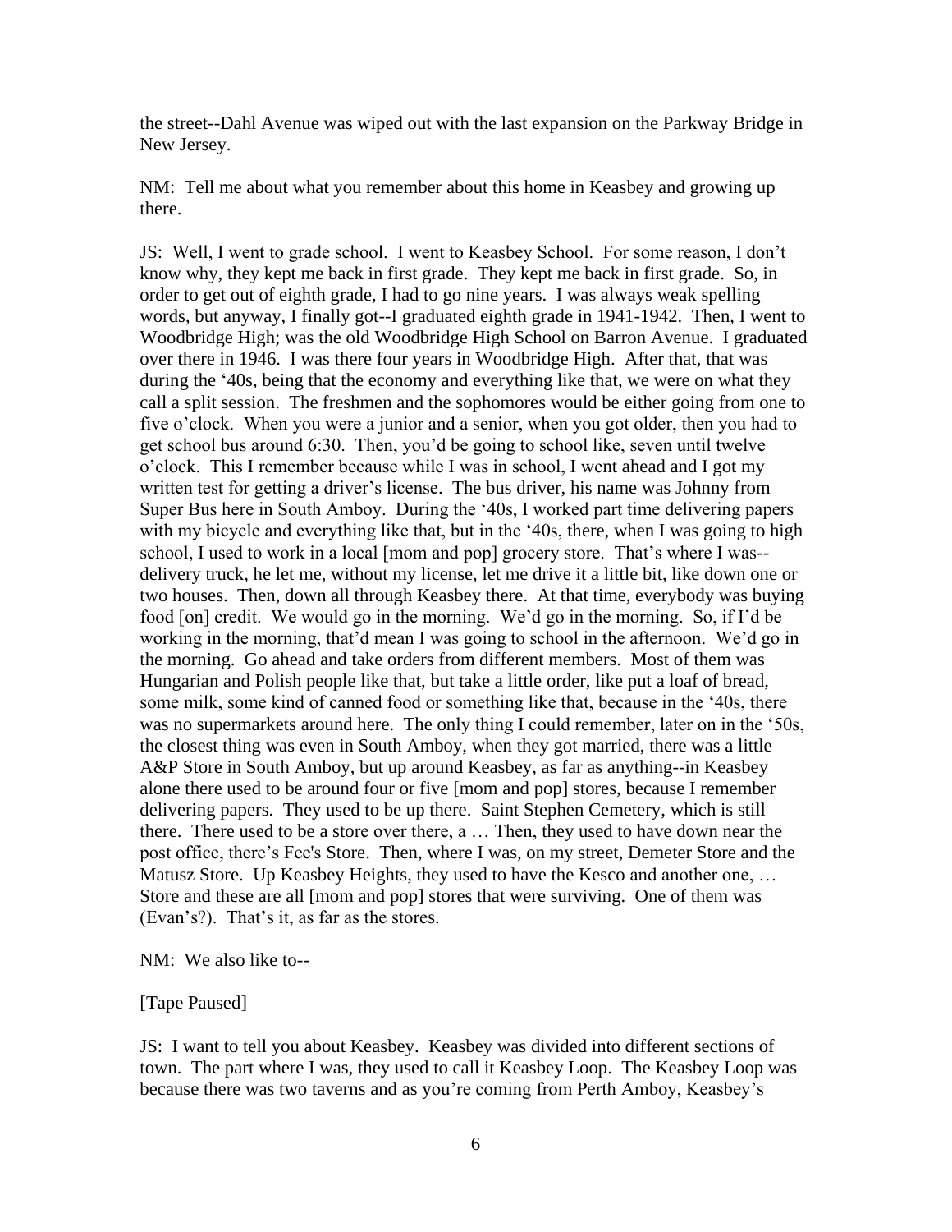the street--Dahl Avenue was wiped out with the last expansion on the Parkway Bridge in New Jersey.

NM: Tell me about what you remember about this home in Keasbey and growing up there.

JS: Well, I went to grade school. I went to Keasbey School. For some reason, I don't know why, they kept me back in first grade. They kept me back in first grade. So, in order to get out of eighth grade, I had to go nine years. I was always weak spelling words, but anyway, I finally got--I graduated eighth grade in 1941-1942. Then, I went to Woodbridge High; was the old Woodbridge High School on Barron Avenue. I graduated over there in 1946. I was there four years in Woodbridge High. After that, that was during the '40s, being that the economy and everything like that, we were on what they call a split session. The freshmen and the sophomores would be either going from one to five o'clock. When you were a junior and a senior, when you got older, then you had to get school bus around 6:30. Then, you'd be going to school like, seven until twelve o'clock. This I remember because while I was in school, I went ahead and I got my written test for getting a driver's license. The bus driver, his name was Johnny from Super Bus here in South Amboy. During the '40s, I worked part time delivering papers with my bicycle and everything like that, but in the '40s, there, when I was going to high school, I used to work in a local [mom and pop] grocery store. That's where I was--delivery truck, he let me, without my license, let me drive it a little bit, like down one or two houses. Then, down all through Keasbey there. At that time, everybody was buying food [on] credit. We would go in the morning. We'd go in the morning. So, if I'd be working in the morning, that'd mean I was going to school in the afternoon. We'd go in the morning. Go ahead and take orders from different members. Most of them was Hungarian and Polish people like that, but take a little order, like put a loaf of bread, some milk, some kind of canned food or something like that, because in the '40s, there was no supermarkets around here. The only thing I could remember, later on in the '50s, the closest thing was even in South Amboy, when they got married, there was a little A&P Store in South Amboy, but up around Keasbey, as far as anything--in Keasbey alone there used to be around four or five [mom and pop] stores, because I remember delivering papers. They used to be up there. Saint Stephen Cemetery, which is still there. There used to be a store over there, a … Then, they used to have down near the post office, there's Fee's Store. Then, where I was, on my street, Demeter Store and the Matusz Store. Up Keasbey Heights, they used to have the Kesco and another one, … Store and these are all [mom and pop] stores that were surviving. One of them was (Evan's?). That's it, as far as the stores.

NM: We also like to--

[Tape Paused]

JS: I want to tell you about Keasbey. Keasbey was divided into different sections of town. The part where I was, they used to call it Keasbey Loop. The Keasbey Loop was because there was two taverns and as you're coming from Perth Amboy, Keasbey's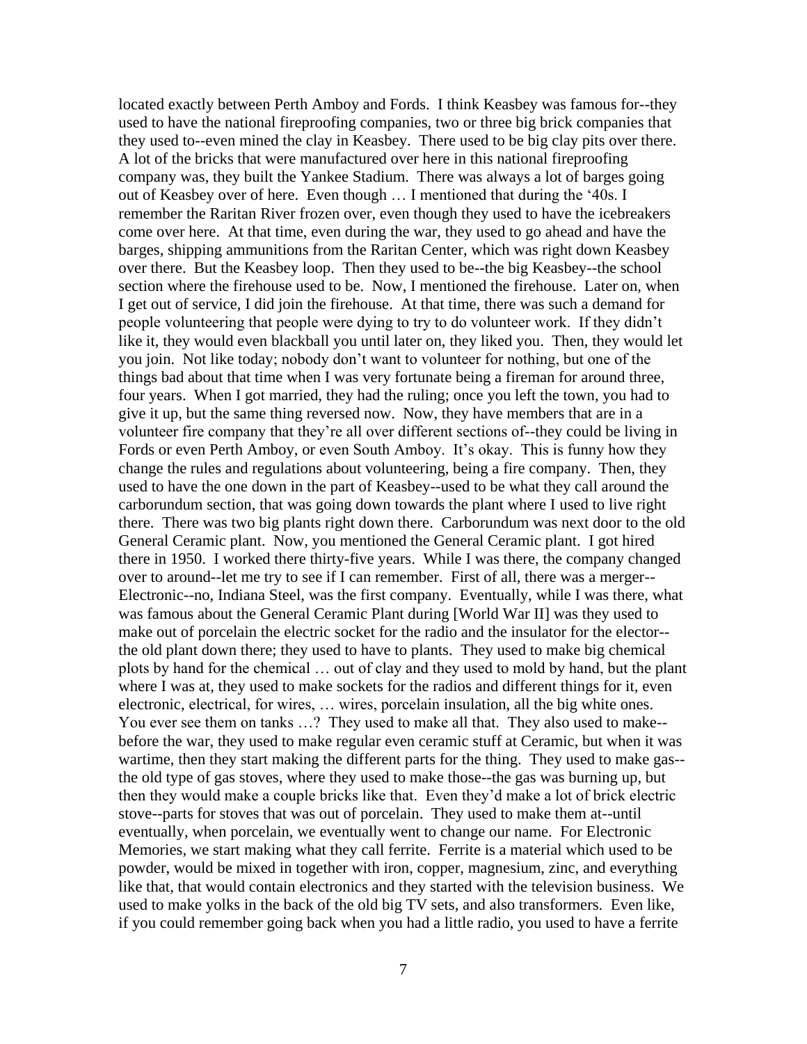located exactly between Perth Amboy and Fords. I think Keasbey was famous for--they used to have the national fireproofing companies, two or three big brick companies that they used to--even mined the clay in Keasbey. There used to be big clay pits over there. A lot of the bricks that were manufactured over here in this national fireproofing company was, they built the Yankee Stadium. There was always a lot of barges going out of Keasbey over of here. Even though … I mentioned that during the '40s. I remember the Raritan River frozen over, even though they used to have the icebreakers come over here. At that time, even during the war, they used to go ahead and have the barges, shipping ammunitions from the Raritan Center, which was right down Keasbey over there. But the Keasbey loop. Then they used to be--the big Keasbey--the school section where the firehouse used to be. Now, I mentioned the firehouse. Later on, when I get out of service, I did join the firehouse. At that time, there was such a demand for people volunteering that people were dying to try to do volunteer work. If they didn't like it, they would even blackball you until later on, they liked you. Then, they would let you join. Not like today; nobody don't want to volunteer for nothing, but one of the things bad about that time when I was very fortunate being a fireman for around three, four years. When I got married, they had the ruling; once you left the town, you had to give it up, but the same thing reversed now. Now, they have members that are in a volunteer fire company that they're all over different sections of--they could be living in Fords or even Perth Amboy, or even South Amboy. It's okay. This is funny how they change the rules and regulations about volunteering, being a fire company. Then, they used to have the one down in the part of Keasbey--used to be what they call around the carborundum section, that was going down towards the plant where I used to live right there. There was two big plants right down there. Carborundum was next door to the old General Ceramic plant. Now, you mentioned the General Ceramic plant. I got hired there in 1950. I worked there thirty-five years. While I was there, the company changed over to around--let me try to see if I can remember. First of all, there was a merger--Electronic--no, Indiana Steel, was the first company. Eventually, while I was there, what was famous about the General Ceramic Plant during [World War II] was they used to make out of porcelain the electric socket for the radio and the insulator for the elector--the old plant down there; they used to have to plants. They used to make big chemical plots by hand for the chemical … out of clay and they used to mold by hand, but the plant where I was at, they used to make sockets for the radios and different things for it, even electronic, electrical, for wires, … wires, porcelain insulation, all the big white ones. You ever see them on tanks …? They used to make all that. They also used to make--before the war, they used to make regular even ceramic stuff at Ceramic, but when it was wartime, then they start making the different parts for the thing. They used to make gas--the old type of gas stoves, where they used to make those--the gas was burning up, but then they would make a couple bricks like that. Even they'd make a lot of brick electric stove--parts for stoves that was out of porcelain. They used to make them at--until eventually, when porcelain, we eventually went to change our name. For Electronic Memories, we start making what they call ferrite. Ferrite is a material which used to be powder, would be mixed in together with iron, copper, magnesium, zinc, and everything like that, that would contain electronics and they started with the television business. We used to make yolks in the back of the old big TV sets, and also transformers. Even like, if you could remember going back when you had a little radio, you used to have a ferrite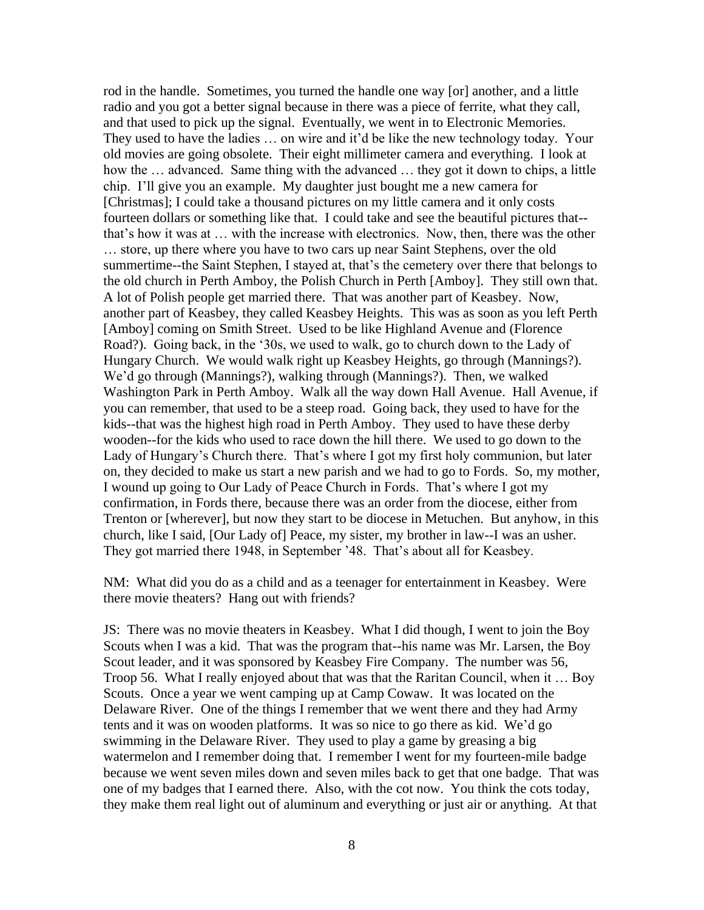rod in the handle. Sometimes, you turned the handle one way [or] another, and a little radio and you got a better signal because in there was a piece of ferrite, what they call, and that used to pick up the signal. Eventually, we went in to Electronic Memories. They used to have the ladies … on wire and it'd be like the new technology today. Your old movies are going obsolete. Their eight millimeter camera and everything. I look at how the … advanced. Same thing with the advanced … they got it down to chips, a little chip. I'll give you an example. My daughter just bought me a new camera for [Christmas]; I could take a thousand pictures on my little camera and it only costs fourteen dollars or something like that. I could take and see the beautiful pictures that--that's how it was at … with the increase with electronics. Now, then, there was the other … store, up there where you have to two cars up near Saint Stephens, over the old summertime--the Saint Stephen, I stayed at, that's the cemetery over there that belongs to the old church in Perth Amboy, the Polish Church in Perth [Amboy]. They still own that. A lot of Polish people get married there. That was another part of Keasbey. Now, another part of Keasbey, they called Keasbey Heights. This was as soon as you left Perth [Amboy] coming on Smith Street. Used to be like Highland Avenue and (Florence Road?). Going back, in the '30s, we used to walk, go to church down to the Lady of Hungary Church. We would walk right up Keasbey Heights, go through (Mannings?). We'd go through (Mannings?), walking through (Mannings?). Then, we walked Washington Park in Perth Amboy. Walk all the way down Hall Avenue. Hall Avenue, if you can remember, that used to be a steep road. Going back, they used to have for the kids--that was the highest high road in Perth Amboy. They used to have these derby wooden--for the kids who used to race down the hill there. We used to go down to the Lady of Hungary's Church there. That's where I got my first holy communion, but later on, they decided to make us start a new parish and we had to go to Fords. So, my mother, I wound up going to Our Lady of Peace Church in Fords. That's where I got my confirmation, in Fords there, because there was an order from the diocese, either from Trenton or [wherever], but now they start to be diocese in Metuchen. But anyhow, in this church, like I said, [Our Lady of] Peace, my sister, my brother in law--I was an usher. They got married there 1948, in September '48. That's about all for Keasbey.

NM: What did you do as a child and as a teenager for entertainment in Keasbey. Were there movie theaters? Hang out with friends?

JS: There was no movie theaters in Keasbey. What I did though, I went to join the Boy Scouts when I was a kid. That was the program that--his name was Mr. Larsen, the Boy Scout leader, and it was sponsored by Keasbey Fire Company. The number was 56, Troop 56. What I really enjoyed about that was that the Raritan Council, when it … Boy Scouts. Once a year we went camping up at Camp Cowaw. It was located on the Delaware River. One of the things I remember that we went there and they had Army tents and it was on wooden platforms. It was so nice to go there as kid. We'd go swimming in the Delaware River. They used to play a game by greasing a big watermelon and I remember doing that. I remember I went for my fourteen-mile badge because we went seven miles down and seven miles back to get that one badge. That was one of my badges that I earned there. Also, with the cot now. You think the cots today, they make them real light out of aluminum and everything or just air or anything. At that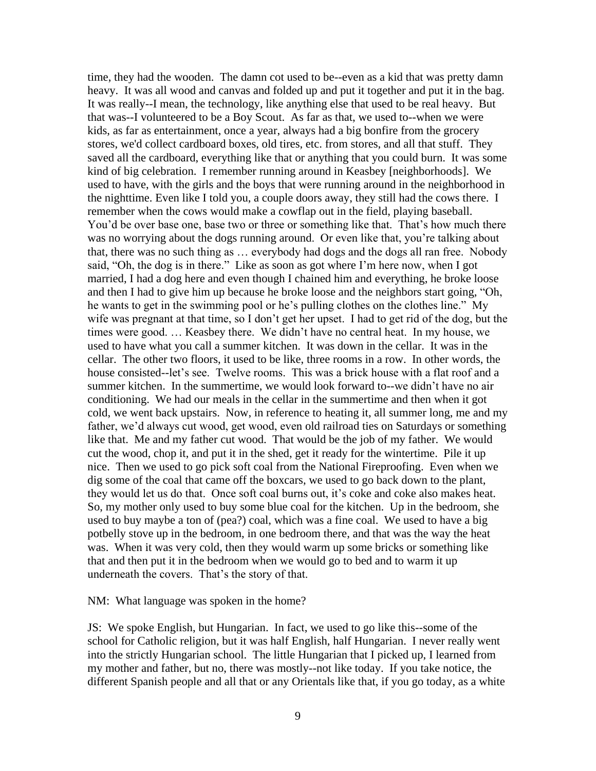time, they had the wooden. The damn cot used to be--even as a kid that was pretty damn heavy. It was all wood and canvas and folded up and put it together and put it in the bag. It was really--I mean, the technology, like anything else that used to be real heavy. But that was--I volunteered to be a Boy Scout. As far as that, we used to--when we were kids, as far as entertainment, once a year, always had a big bonfire from the grocery stores, we'd collect cardboard boxes, old tires, etc. from stores, and all that stuff. They saved all the cardboard, everything like that or anything that you could burn. It was some kind of big celebration. I remember running around in Keasbey [neighborhoods]. We used to have, with the girls and the boys that were running around in the neighborhood in the nighttime. Even like I told you, a couple doors away, they still had the cows there. I remember when the cows would make a cowflap out in the field, playing baseball. You'd be over base one, base two or three or something like that. That's how much there was no worrying about the dogs running around. Or even like that, you're talking about that, there was no such thing as … everybody had dogs and the dogs all ran free. Nobody said, "Oh, the dog is in there." Like as soon as got where I'm here now, when I got married, I had a dog here and even though I chained him and everything, he broke loose and then I had to give him up because he broke loose and the neighbors start going, "Oh, he wants to get in the swimming pool or he's pulling clothes on the clothes line." My wife was pregnant at that time, so I don't get her upset. I had to get rid of the dog, but the times were good. … Keasbey there. We didn't have no central heat. In my house, we used to have what you call a summer kitchen. It was down in the cellar. It was in the cellar. The other two floors, it used to be like, three rooms in a row. In other words, the house consisted--let's see. Twelve rooms. This was a brick house with a flat roof and a summer kitchen. In the summertime, we would look forward to--we didn't have no air conditioning. We had our meals in the cellar in the summertime and then when it got cold, we went back upstairs. Now, in reference to heating it, all summer long, me and my father, we'd always cut wood, get wood, even old railroad ties on Saturdays or something like that. Me and my father cut wood. That would be the job of my father. We would cut the wood, chop it, and put it in the shed, get it ready for the wintertime. Pile it up nice. Then we used to go pick soft coal from the National Fireproofing. Even when we dig some of the coal that came off the boxcars, we used to go back down to the plant, they would let us do that. Once soft coal burns out, it's coke and coke also makes heat. So, my mother only used to buy some blue coal for the kitchen. Up in the bedroom, she used to buy maybe a ton of (pea?) coal, which was a fine coal. We used to have a big potbelly stove up in the bedroom, in one bedroom there, and that was the way the heat was. When it was very cold, then they would warm up some bricks or something like that and then put it in the bedroom when we would go to bed and to warm it up underneath the covers. That's the story of that.

NM: What language was spoken in the home?

JS: We spoke English, but Hungarian. In fact, we used to go like this--some of the school for Catholic religion, but it was half English, half Hungarian. I never really went into the strictly Hungarian school. The little Hungarian that I picked up, I learned from my mother and father, but no, there was mostly--not like today. If you take notice, the different Spanish people and all that or any Orientals like that, if you go today, as a white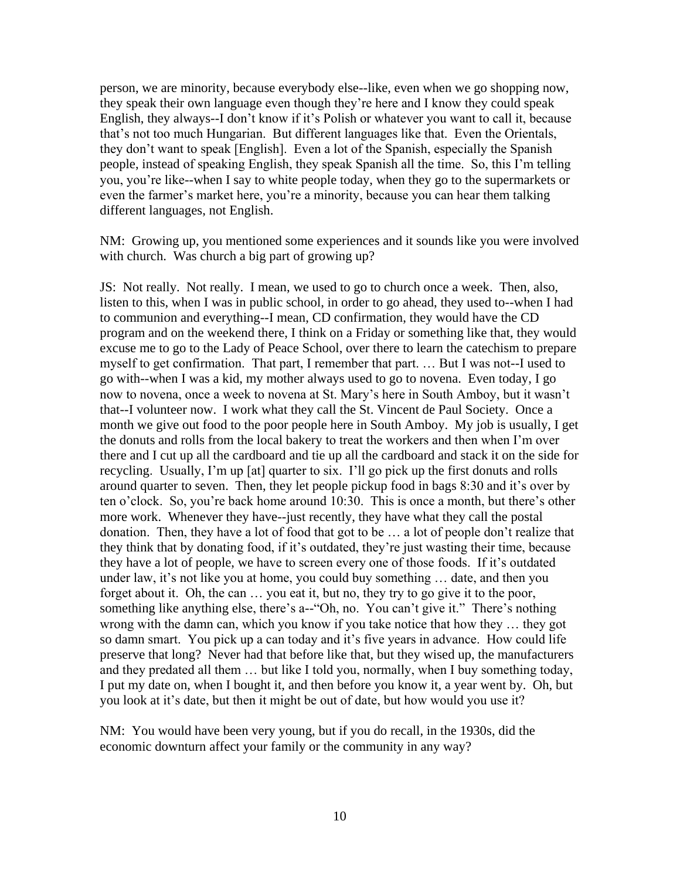person, we are minority, because everybody else--like, even when we go shopping now, they speak their own language even though they're here and I know they could speak English, they always--I don't know if it's Polish or whatever you want to call it, because that's not too much Hungarian. But different languages like that. Even the Orientals, they don't want to speak [English]. Even a lot of the Spanish, especially the Spanish people, instead of speaking English, they speak Spanish all the time. So, this I'm telling you, you're like--when I say to white people today, when they go to the supermarkets or even the farmer's market here, you're a minority, because you can hear them talking different languages, not English.

NM: Growing up, you mentioned some experiences and it sounds like you were involved with church. Was church a big part of growing up?

JS: Not really. Not really. I mean, we used to go to church once a week. Then, also, listen to this, when I was in public school, in order to go ahead, they used to--when I had to communion and everything--I mean, CD confirmation, they would have the CD program and on the weekend there, I think on a Friday or something like that, they would excuse me to go to the Lady of Peace School, over there to learn the catechism to prepare myself to get confirmation. That part, I remember that part. … But I was not--I used to go with--when I was a kid, my mother always used to go to novena. Even today, I go now to novena, once a week to novena at St. Mary's here in South Amboy, but it wasn't that--I volunteer now. I work what they call the St. Vincent de Paul Society. Once a month we give out food to the poor people here in South Amboy. My job is usually, I get the donuts and rolls from the local bakery to treat the workers and then when I'm over there and I cut up all the cardboard and tie up all the cardboard and stack it on the side for recycling. Usually, I'm up [at] quarter to six. I'll go pick up the first donuts and rolls around quarter to seven. Then, they let people pickup food in bags 8:30 and it's over by ten o'clock. So, you're back home around 10:30. This is once a month, but there's other more work. Whenever they have--just recently, they have what they call the postal donation. Then, they have a lot of food that got to be … a lot of people don't realize that they think that by donating food, if it's outdated, they're just wasting their time, because they have a lot of people, we have to screen every one of those foods. If it's outdated under law, it's not like you at home, you could buy something … date, and then you forget about it. Oh, the can … you eat it, but no, they try to go give it to the poor, something like anything else, there's a--"Oh, no. You can't give it." There's nothing wrong with the damn can, which you know if you take notice that how they … they got so damn smart. You pick up a can today and it's five years in advance. How could life preserve that long? Never had that before like that, but they wised up, the manufacturers and they predated all them … but like I told you, normally, when I buy something today, I put my date on, when I bought it, and then before you know it, a year went by. Oh, but you look at it's date, but then it might be out of date, but how would you use it?

NM: You would have been very young, but if you do recall, in the 1930s, did the economic downturn affect your family or the community in any way?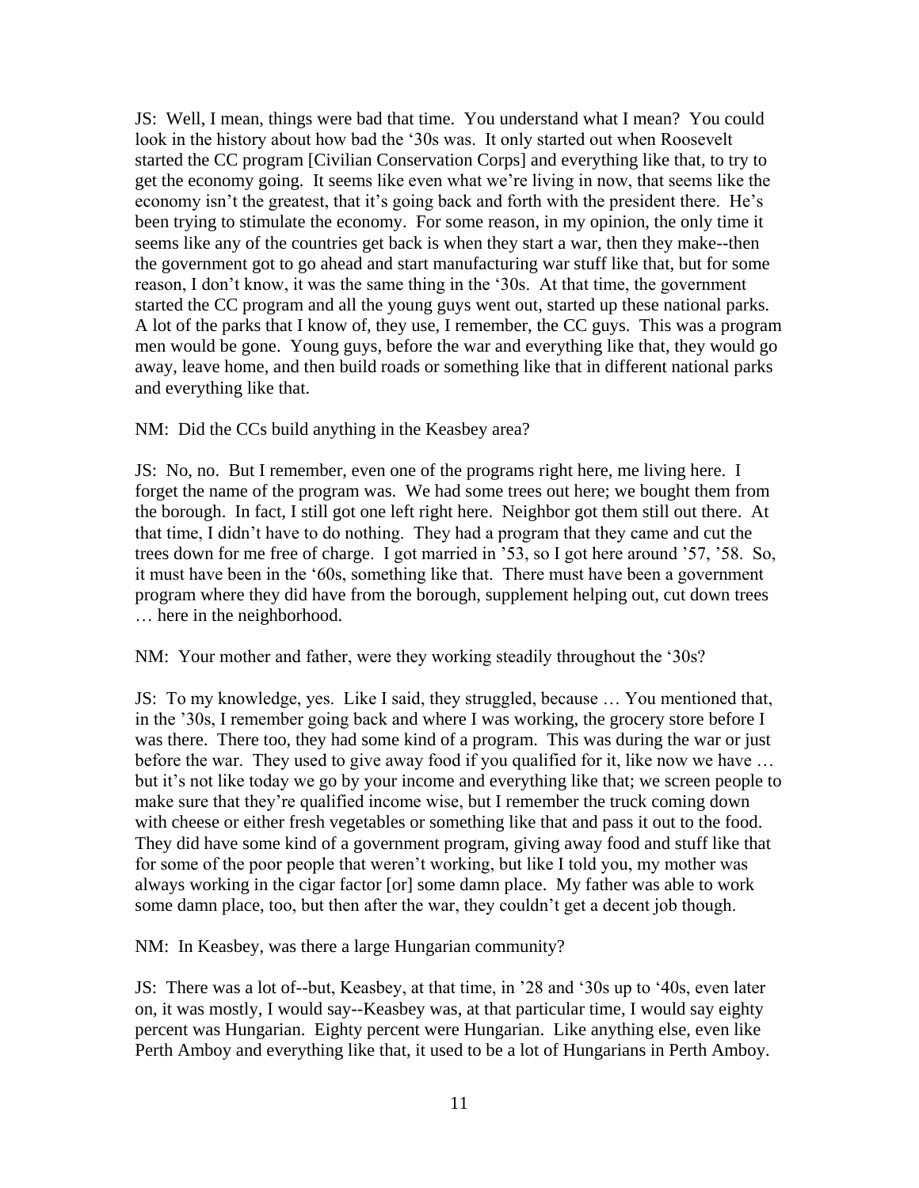JS: Well, I mean, things were bad that time. You understand what I mean? You could look in the history about how bad the '30s was. It only started out when Roosevelt started the CC program [Civilian Conservation Corps] and everything like that, to try to get the economy going. It seems like even what we're living in now, that seems like the economy isn't the greatest, that it's going back and forth with the president there. He's been trying to stimulate the economy. For some reason, in my opinion, the only time it seems like any of the countries get back is when they start a war, then they make--then the government got to go ahead and start manufacturing war stuff like that, but for some reason, I don't know, it was the same thing in the '30s. At that time, the government started the CC program and all the young guys went out, started up these national parks. A lot of the parks that I know of, they use, I remember, the CC guys. This was a program men would be gone. Young guys, before the war and everything like that, they would go away, leave home, and then build roads or something like that in different national parks and everything like that.

NM: Did the CCs build anything in the Keasbey area?

JS: No, no. But I remember, even one of the programs right here, me living here. I forget the name of the program was. We had some trees out here; we bought them from the borough. In fact, I still got one left right here. Neighbor got them still out there. At that time, I didn't have to do nothing. They had a program that they came and cut the trees down for me free of charge. I got married in '53, so I got here around '57, '58. So, it must have been in the '60s, something like that. There must have been a government program where they did have from the borough, supplement helping out, cut down trees … here in the neighborhood.

NM: Your mother and father, were they working steadily throughout the '30s?

JS: To my knowledge, yes. Like I said, they struggled, because … You mentioned that, in the '30s, I remember going back and where I was working, the grocery store before I was there. There too, they had some kind of a program. This was during the war or just before the war. They used to give away food if you qualified for it, like now we have … but it's not like today we go by your income and everything like that; we screen people to make sure that they're qualified income wise, but I remember the truck coming down with cheese or either fresh vegetables or something like that and pass it out to the food. They did have some kind of a government program, giving away food and stuff like that for some of the poor people that weren't working, but like I told you, my mother was always working in the cigar factor [or] some damn place. My father was able to work some damn place, too, but then after the war, they couldn't get a decent job though.

NM: In Keasbey, was there a large Hungarian community?

JS: There was a lot of--but, Keasbey, at that time, in '28 and '30s up to '40s, even later on, it was mostly, I would say--Keasbey was, at that particular time, I would say eighty percent was Hungarian. Eighty percent were Hungarian. Like anything else, even like Perth Amboy and everything like that, it used to be a lot of Hungarians in Perth Amboy.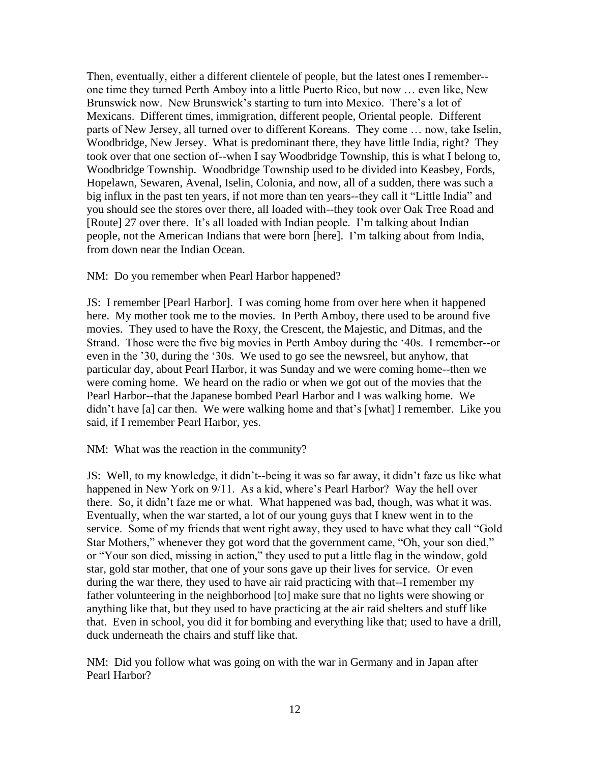Then, eventually, either a different clientele of people, but the latest ones I remember--one time they turned Perth Amboy into a little Puerto Rico, but now … even like, New Brunswick now. New Brunswick's starting to turn into Mexico. There's a lot of Mexicans. Different times, immigration, different people, Oriental people. Different parts of New Jersey, all turned over to different Koreans. They come … now, take Iselin, Woodbridge, New Jersey. What is predominant there, they have little India, right? They took over that one section of--when I say Woodbridge Township, this is what I belong to, Woodbridge Township. Woodbridge Township used to be divided into Keasbey, Fords, Hopelawn, Sewaren, Avenal, Iselin, Colonia, and now, all of a sudden, there was such a big influx in the past ten years, if not more than ten years--they call it "Little India" and you should see the stores over there, all loaded with--they took over Oak Tree Road and [Route] 27 over there. It's all loaded with Indian people. I'm talking about Indian people, not the American Indians that were born [here]. I'm talking about from India, from down near the Indian Ocean.

NM: Do you remember when Pearl Harbor happened?

JS: I remember [Pearl Harbor]. I was coming home from over here when it happened here. My mother took me to the movies. In Perth Amboy, there used to be around five movies. They used to have the Roxy, the Crescent, the Majestic, and Ditmas, and the Strand. Those were the five big movies in Perth Amboy during the '40s. I remember--or even in the '30, during the '30s. We used to go see the newsreel, but anyhow, that particular day, about Pearl Harbor, it was Sunday and we were coming home--then we were coming home. We heard on the radio or when we got out of the movies that the Pearl Harbor--that the Japanese bombed Pearl Harbor and I was walking home. We didn't have [a] car then. We were walking home and that's [what] I remember. Like you said, if I remember Pearl Harbor, yes.

NM: What was the reaction in the community?

JS: Well, to my knowledge, it didn't--being it was so far away, it didn't faze us like what happened in New York on 9/11. As a kid, where's Pearl Harbor? Way the hell over there. So, it didn't faze me or what. What happened was bad, though, was what it was. Eventually, when the war started, a lot of our young guys that I knew went in to the service. Some of my friends that went right away, they used to have what they call "Gold Star Mothers," whenever they got word that the government came, "Oh, your son died," or "Your son died, missing in action," they used to put a little flag in the window, gold star, gold star mother, that one of your sons gave up their lives for service. Or even during the war there, they used to have air raid practicing with that--I remember my father volunteering in the neighborhood [to] make sure that no lights were showing or anything like that, but they used to have practicing at the air raid shelters and stuff like that. Even in school, you did it for bombing and everything like that; used to have a drill, duck underneath the chairs and stuff like that.

NM: Did you follow what was going on with the war in Germany and in Japan after Pearl Harbor?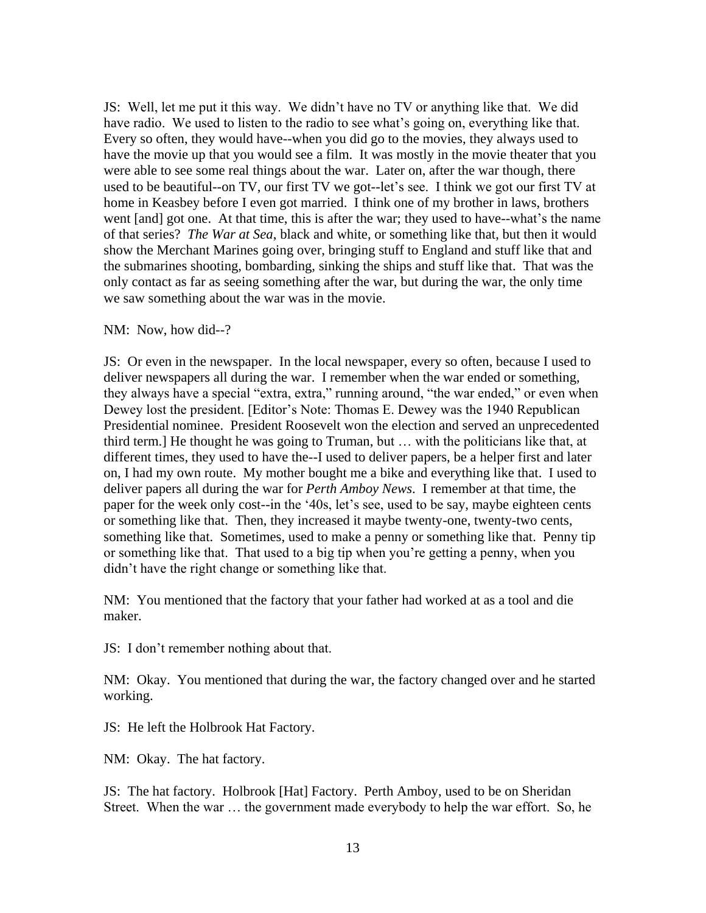JS: Well, let me put it this way. We didn't have no TV or anything like that. We did have radio. We used to listen to the radio to see what's going on, everything like that. Every so often, they would have--when you did go to the movies, they always used to have the movie up that you would see a film. It was mostly in the movie theater that you were able to see some real things about the war. Later on, after the war though, there used to be beautiful--on TV, our first TV we got--let's see. I think we got our first TV at home in Keasbey before I even got married. I think one of my brother in laws, brothers went [and] got one. At that time, this is after the war; they used to have--what's the name of that series? *The War at Sea*, black and white, or something like that, but then it would show the Merchant Marines going over, bringing stuff to England and stuff like that and the submarines shooting, bombarding, sinking the ships and stuff like that. That was the only contact as far as seeing something after the war, but during the war, the only time we saw something about the war was in the movie.

NM: Now, how did--?

JS: Or even in the newspaper. In the local newspaper, every so often, because I used to deliver newspapers all during the war. I remember when the war ended or something, they always have a special "extra, extra," running around, "the war ended," or even when Dewey lost the president. [Editor's Note: Thomas E. Dewey was the 1940 Republican Presidential nominee. President Roosevelt won the election and served an unprecedented third term.] He thought he was going to Truman, but … with the politicians like that, at different times, they used to have the--I used to deliver papers, be a helper first and later on, I had my own route. My mother bought me a bike and everything like that. I used to deliver papers all during the war for *Perth Amboy News*. I remember at that time, the paper for the week only cost--in the '40s, let's see, used to be say, maybe eighteen cents or something like that. Then, they increased it maybe twenty-one, twenty-two cents, something like that. Sometimes, used to make a penny or something like that. Penny tip or something like that. That used to a big tip when you're getting a penny, when you didn't have the right change or something like that.

NM: You mentioned that the factory that your father had worked at as a tool and die maker.

JS: I don't remember nothing about that.

NM: Okay. You mentioned that during the war, the factory changed over and he started working.

JS: He left the Holbrook Hat Factory.

NM: Okay. The hat factory.

JS: The hat factory. Holbrook [Hat] Factory. Perth Amboy, used to be on Sheridan Street. When the war … the government made everybody to help the war effort. So, he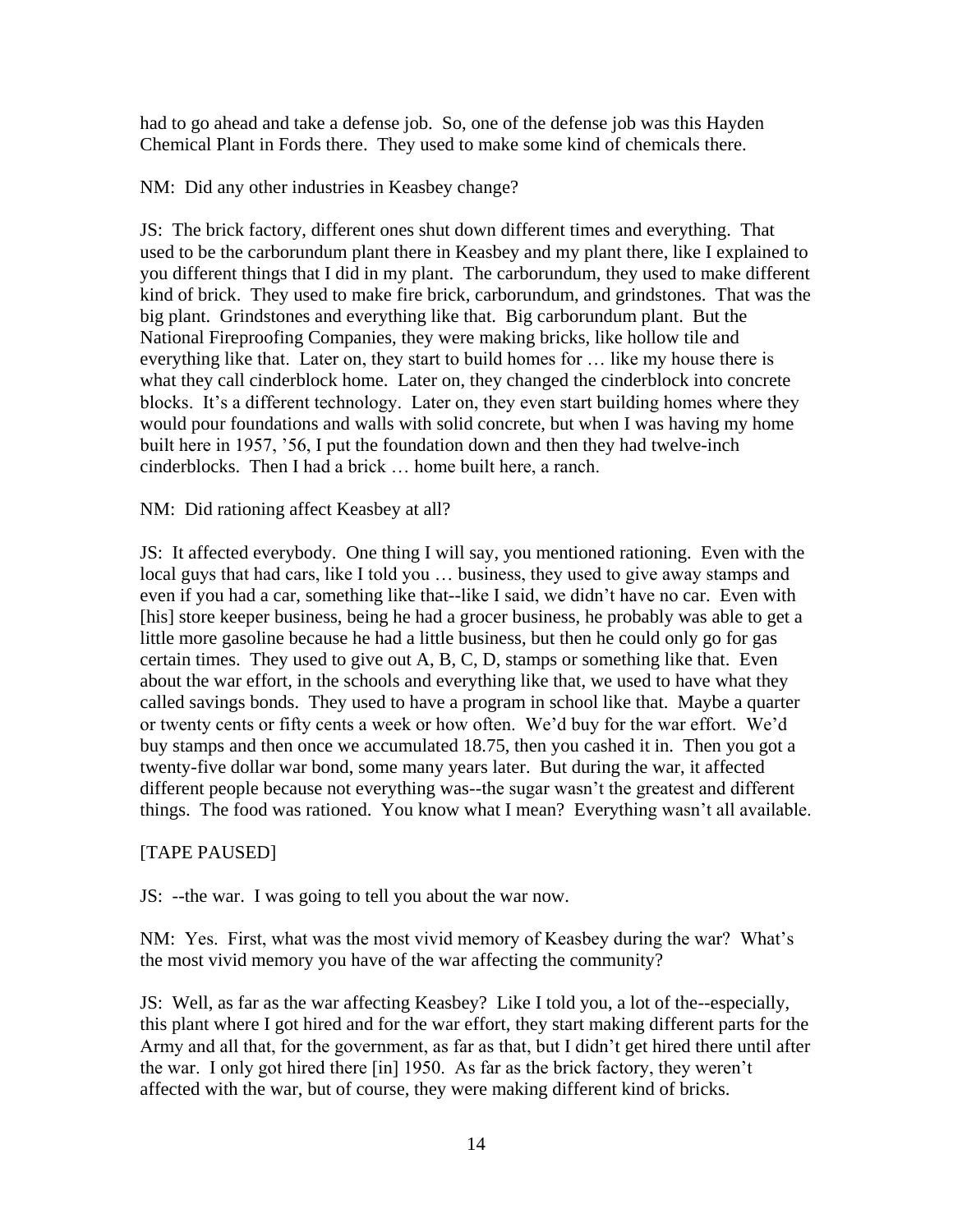had to go ahead and take a defense job. So, one of the defense job was this Hayden Chemical Plant in Fords there. They used to make some kind of chemicals there.

NM: Did any other industries in Keasbey change?

JS: The brick factory, different ones shut down different times and everything. That used to be the carborundum plant there in Keasbey and my plant there, like I explained to you different things that I did in my plant. The carborundum, they used to make different kind of brick. They used to make fire brick, carborundum, and grindstones. That was the big plant. Grindstones and everything like that. Big carborundum plant. But the National Fireproofing Companies, they were making bricks, like hollow tile and everything like that. Later on, they start to build homes for … like my house there is what they call cinderblock home. Later on, they changed the cinderblock into concrete blocks. It's a different technology. Later on, they even start building homes where they would pour foundations and walls with solid concrete, but when I was having my home built here in 1957, '56, I put the foundation down and then they had twelve-inch cinderblocks. Then I had a brick … home built here, a ranch.

NM: Did rationing affect Keasbey at all?

JS: It affected everybody. One thing I will say, you mentioned rationing. Even with the local guys that had cars, like I told you … business, they used to give away stamps and even if you had a car, something like that--like I said, we didn't have no car. Even with [his] store keeper business, being he had a grocer business, he probably was able to get a little more gasoline because he had a little business, but then he could only go for gas certain times. They used to give out A, B, C, D, stamps or something like that. Even about the war effort, in the schools and everything like that, we used to have what they called savings bonds. They used to have a program in school like that. Maybe a quarter or twenty cents or fifty cents a week or how often. We'd buy for the war effort. We'd buy stamps and then once we accumulated 18.75, then you cashed it in. Then you got a twenty-five dollar war bond, some many years later. But during the war, it affected different people because not everything was--the sugar wasn't the greatest and different things. The food was rationed. You know what I mean? Everything wasn't all available.

[TAPE PAUSED]

JS: --the war. I was going to tell you about the war now.

NM: Yes. First, what was the most vivid memory of Keasbey during the war? What's the most vivid memory you have of the war affecting the community?

JS: Well, as far as the war affecting Keasbey? Like I told you, a lot of the--especially, this plant where I got hired and for the war effort, they start making different parts for the Army and all that, for the government, as far as that, but I didn't get hired there until after the war. I only got hired there [in] 1950. As far as the brick factory, they weren't affected with the war, but of course, they were making different kind of bricks.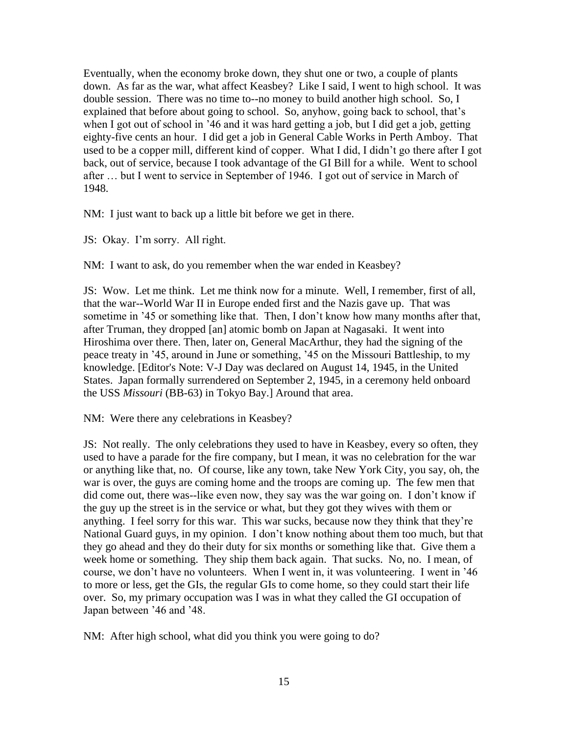Eventually, when the economy broke down, they shut one or two, a couple of plants down. As far as the war, what affect Keasbey? Like I said, I went to high school. It was double session. There was no time to--no money to build another high school. So, I explained that before about going to school. So, anyhow, going back to school, that's when I got out of school in '46 and it was hard getting a job, but I did get a job, getting eighty-five cents an hour. I did get a job in General Cable Works in Perth Amboy. That used to be a copper mill, different kind of copper. What I did, I didn't go there after I got back, out of service, because I took advantage of the GI Bill for a while. Went to school after … but I went to service in September of 1946. I got out of service in March of 1948.

NM: I just want to back up a little bit before we get in there.

JS: Okay. I'm sorry. All right.

NM: I want to ask, do you remember when the war ended in Keasbey?

JS: Wow. Let me think. Let me think now for a minute. Well, I remember, first of all, that the war--World War II in Europe ended first and the Nazis gave up. That was sometime in '45 or something like that. Then, I don't know how many months after that, after Truman, they dropped [an] atomic bomb on Japan at Nagasaki. It went into Hiroshima over there. Then, later on, General MacArthur, they had the signing of the peace treaty in '45, around in June or something, '45 on the Missouri Battleship, to my knowledge. [Editor's Note: V-J Day was declared on August 14, 1945, in the United States. Japan formally surrendered on September 2, 1945, in a ceremony held onboard the USS *Missouri* (BB-63) in Tokyo Bay.] Around that area.

NM: Were there any celebrations in Keasbey?

JS: Not really. The only celebrations they used to have in Keasbey, every so often, they used to have a parade for the fire company, but I mean, it was no celebration for the war or anything like that, no. Of course, like any town, take New York City, you say, oh, the war is over, the guys are coming home and the troops are coming up. The few men that did come out, there was--like even now, they say was the war going on. I don't know if the guy up the street is in the service or what, but they got they wives with them or anything. I feel sorry for this war. This war sucks, because now they think that they're National Guard guys, in my opinion. I don't know nothing about them too much, but that they go ahead and they do their duty for six months or something like that. Give them a week home or something. They ship them back again. That sucks. No, no. I mean, of course, we don't have no volunteers. When I went in, it was volunteering. I went in '46 to more or less, get the GIs, the regular GIs to come home, so they could start their life over. So, my primary occupation was I was in what they called the GI occupation of Japan between '46 and '48.

NM: After high school, what did you think you were going to do?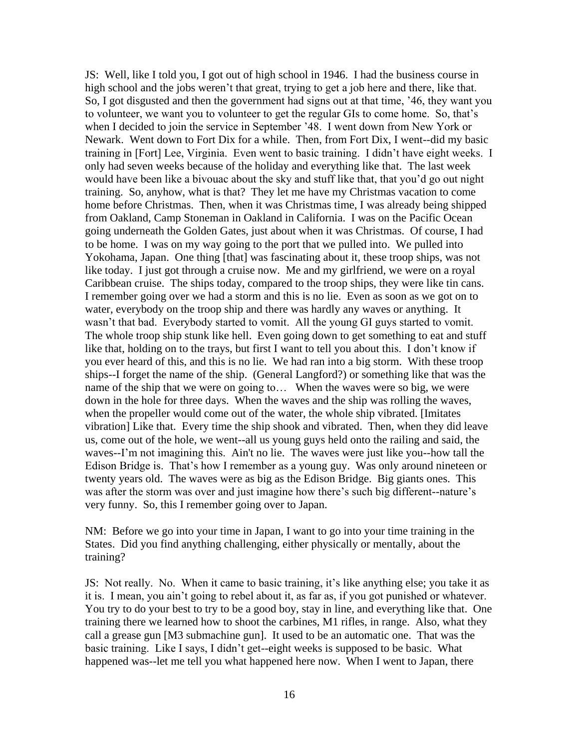JS: Well, like I told you, I got out of high school in 1946. I had the business course in high school and the jobs weren't that great, trying to get a job here and there, like that. So, I got disgusted and then the government had signs out at that time, '46, they want you to volunteer, we want you to volunteer to get the regular GIs to come home. So, that's when I decided to join the service in September '48. I went down from New York or Newark. Went down to Fort Dix for a while. Then, from Fort Dix, I went--did my basic training in [Fort] Lee, Virginia. Even went to basic training. I didn't have eight weeks. I only had seven weeks because of the holiday and everything like that. The last week would have been like a bivouac about the sky and stuff like that, that you'd go out night training. So, anyhow, what is that? They let me have my Christmas vacation to come home before Christmas. Then, when it was Christmas time, I was already being shipped from Oakland, Camp Stoneman in Oakland in California. I was on the Pacific Ocean going underneath the Golden Gates, just about when it was Christmas. Of course, I had to be home. I was on my way going to the port that we pulled into. We pulled into Yokohama, Japan. One thing [that] was fascinating about it, these troop ships, was not like today. I just got through a cruise now. Me and my girlfriend, we were on a royal Caribbean cruise. The ships today, compared to the troop ships, they were like tin cans. I remember going over we had a storm and this is no lie. Even as soon as we got on to water, everybody on the troop ship and there was hardly any waves or anything. It wasn't that bad. Everybody started to vomit. All the young GI guys started to vomit. The whole troop ship stunk like hell. Even going down to get something to eat and stuff like that, holding on to the trays, but first I want to tell you about this. I don't know if you ever heard of this, and this is no lie. We had ran into a big storm. With these troop ships--I forget the name of the ship. (General Langford?) or something like that was the name of the ship that we were on going to… When the waves were so big, we were down in the hole for three days. When the waves and the ship was rolling the waves, when the propeller would come out of the water, the whole ship vibrated. [Imitates vibration] Like that. Every time the ship shook and vibrated. Then, when they did leave us, come out of the hole, we went--all us young guys held onto the railing and said, the waves--I'm not imagining this. Ain't no lie. The waves were just like you--how tall the Edison Bridge is. That's how I remember as a young guy. Was only around nineteen or twenty years old. The waves were as big as the Edison Bridge. Big giants ones. This was after the storm was over and just imagine how there's such big different--nature's very funny. So, this I remember going over to Japan.

NM: Before we go into your time in Japan, I want to go into your time training in the States. Did you find anything challenging, either physically or mentally, about the training?

JS: Not really. No. When it came to basic training, it's like anything else; you take it as it is. I mean, you ain't going to rebel about it, as far as, if you got punished or whatever. You try to do your best to try to be a good boy, stay in line, and everything like that. One training there we learned how to shoot the carbines, M1 rifles, in range. Also, what they call a grease gun [M3 submachine gun]. It used to be an automatic one. That was the basic training. Like I says, I didn't get--eight weeks is supposed to be basic. What happened was--let me tell you what happened here now. When I went to Japan, there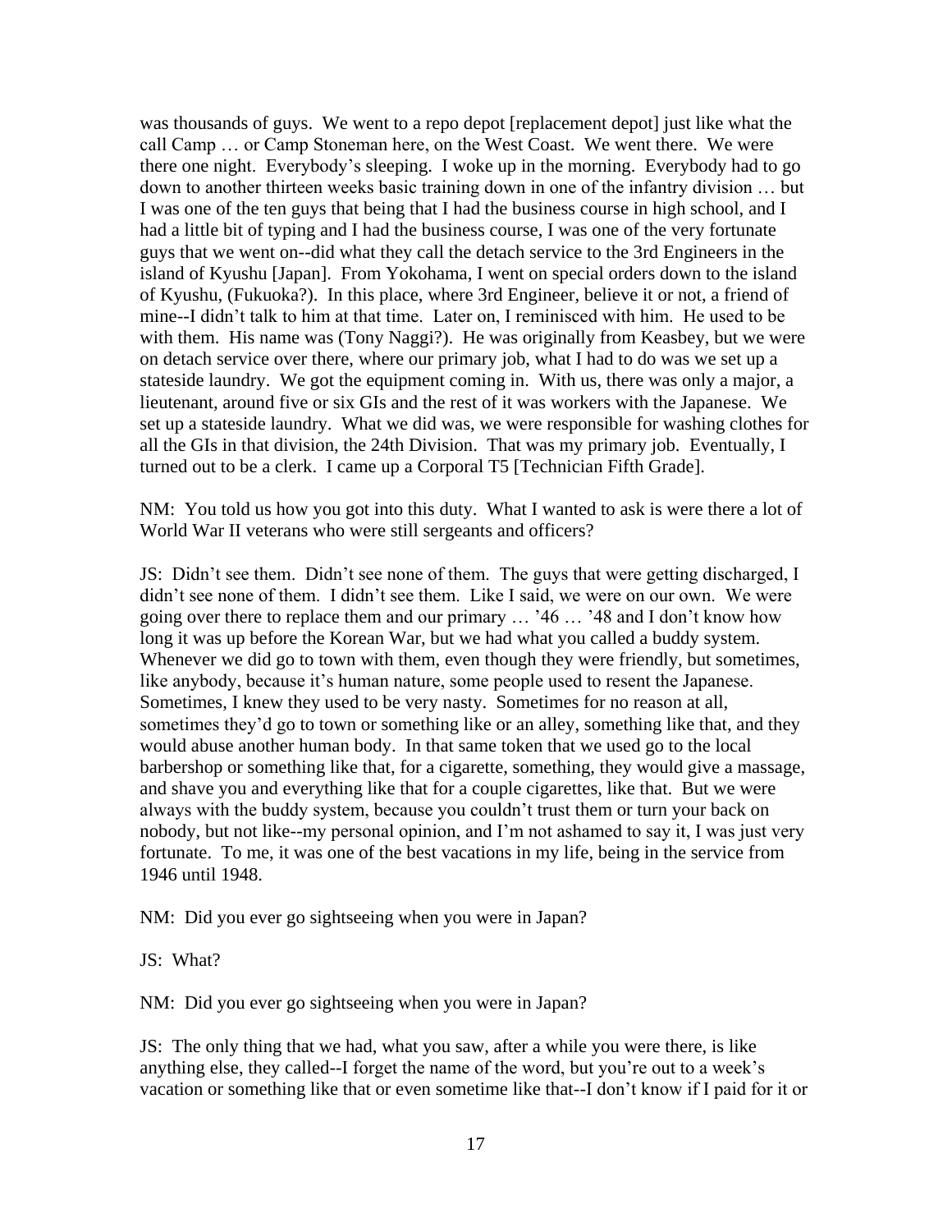was thousands of guys. We went to a repo depot [replacement depot] just like what the call Camp … or Camp Stoneman here, on the West Coast. We went there. We were there one night. Everybody's sleeping. I woke up in the morning. Everybody had to go down to another thirteen weeks basic training down in one of the infantry division … but I was one of the ten guys that being that I had the business course in high school, and I had a little bit of typing and I had the business course, I was one of the very fortunate guys that we went on--did what they call the detach service to the 3rd Engineers in the island of Kyushu [Japan]. From Yokohama, I went on special orders down to the island of Kyushu, (Fukuoka?). In this place, where 3rd Engineer, believe it or not, a friend of mine--I didn't talk to him at that time. Later on, I reminisced with him. He used to be with them. His name was (Tony Naggi?). He was originally from Keasbey, but we were on detach service over there, where our primary job, what I had to do was we set up a stateside laundry. We got the equipment coming in. With us, there was only a major, a lieutenant, around five or six GIs and the rest of it was workers with the Japanese. We set up a stateside laundry. What we did was, we were responsible for washing clothes for all the GIs in that division, the 24th Division. That was my primary job. Eventually, I turned out to be a clerk. I came up a Corporal T5 [Technician Fifth Grade].

NM: You told us how you got into this duty. What I wanted to ask is were there a lot of World War II veterans who were still sergeants and officers?

JS: Didn't see them. Didn't see none of them. The guys that were getting discharged, I didn't see none of them. I didn't see them. Like I said, we were on our own. We were going over there to replace them and our primary … '46 … '48 and I don't know how long it was up before the Korean War, but we had what you called a buddy system. Whenever we did go to town with them, even though they were friendly, but sometimes, like anybody, because it's human nature, some people used to resent the Japanese. Sometimes, I knew they used to be very nasty. Sometimes for no reason at all, sometimes they'd go to town or something like or an alley, something like that, and they would abuse another human body. In that same token that we used go to the local barbershop or something like that, for a cigarette, something, they would give a massage, and shave you and everything like that for a couple cigarettes, like that. But we were always with the buddy system, because you couldn't trust them or turn your back on nobody, but not like--my personal opinion, and I'm not ashamed to say it, I was just very fortunate. To me, it was one of the best vacations in my life, being in the service from 1946 until 1948.

NM: Did you ever go sightseeing when you were in Japan?

JS: What?

NM: Did you ever go sightseeing when you were in Japan?

JS: The only thing that we had, what you saw, after a while you were there, is like anything else, they called--I forget the name of the word, but you're out to a week's vacation or something like that or even sometime like that--I don't know if I paid for it or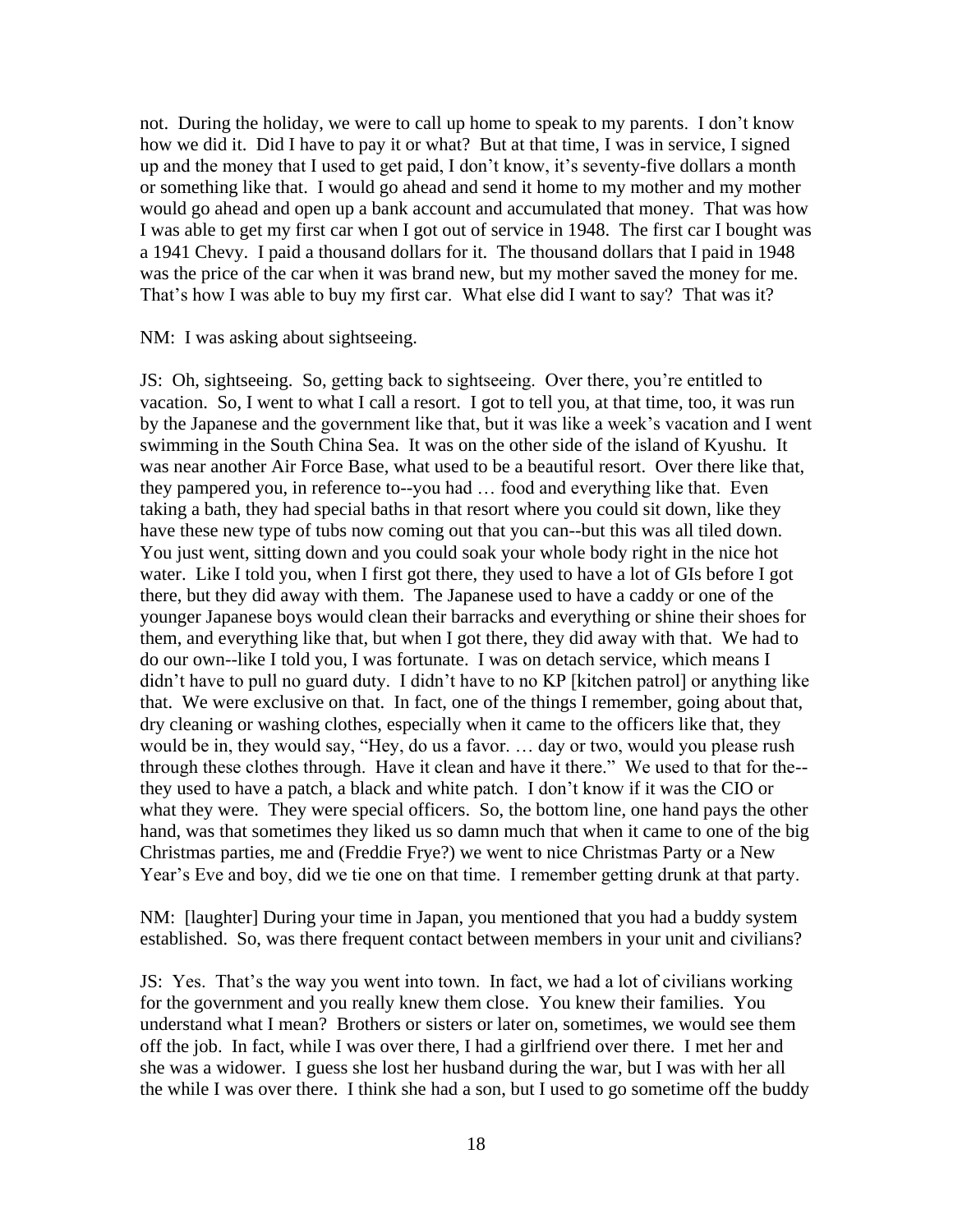not. During the holiday, we were to call up home to speak to my parents. I don't know how we did it. Did I have to pay it or what? But at that time, I was in service, I signed up and the money that I used to get paid, I don't know, it's seventy-five dollars a month or something like that. I would go ahead and send it home to my mother and my mother would go ahead and open up a bank account and accumulated that money. That was how I was able to get my first car when I got out of service in 1948. The first car I bought was a 1941 Chevy. I paid a thousand dollars for it. The thousand dollars that I paid in 1948 was the price of the car when it was brand new, but my mother saved the money for me. That's how I was able to buy my first car. What else did I want to say? That was it?

NM: I was asking about sightseeing.

JS: Oh, sightseeing. So, getting back to sightseeing. Over there, you're entitled to vacation. So, I went to what I call a resort. I got to tell you, at that time, too, it was run by the Japanese and the government like that, but it was like a week's vacation and I went swimming in the South China Sea. It was on the other side of the island of Kyushu. It was near another Air Force Base, what used to be a beautiful resort. Over there like that, they pampered you, in reference to--you had … food and everything like that. Even taking a bath, they had special baths in that resort where you could sit down, like they have these new type of tubs now coming out that you can--but this was all tiled down. You just went, sitting down and you could soak your whole body right in the nice hot water. Like I told you, when I first got there, they used to have a lot of GIs before I got there, but they did away with them. The Japanese used to have a caddy or one of the younger Japanese boys would clean their barracks and everything or shine their shoes for them, and everything like that, but when I got there, they did away with that. We had to do our own--like I told you, I was fortunate. I was on detach service, which means I didn't have to pull no guard duty. I didn't have to no KP [kitchen patrol] or anything like that. We were exclusive on that. In fact, one of the things I remember, going about that, dry cleaning or washing clothes, especially when it came to the officers like that, they would be in, they would say, "Hey, do us a favor. … day or two, would you please rush through these clothes through. Have it clean and have it there." We used to that for the--they used to have a patch, a black and white patch. I don't know if it was the CIO or what they were. They were special officers. So, the bottom line, one hand pays the other hand, was that sometimes they liked us so damn much that when it came to one of the big Christmas parties, me and (Freddie Frye?) we went to nice Christmas Party or a New Year's Eve and boy, did we tie one on that time. I remember getting drunk at that party.

NM: [laughter] During your time in Japan, you mentioned that you had a buddy system established. So, was there frequent contact between members in your unit and civilians?

JS: Yes. That's the way you went into town. In fact, we had a lot of civilians working for the government and you really knew them close. You knew their families. You understand what I mean? Brothers or sisters or later on, sometimes, we would see them off the job. In fact, while I was over there, I had a girlfriend over there. I met her and she was a widower. I guess she lost her husband during the war, but I was with her all the while I was over there. I think she had a son, but I used to go sometime off the buddy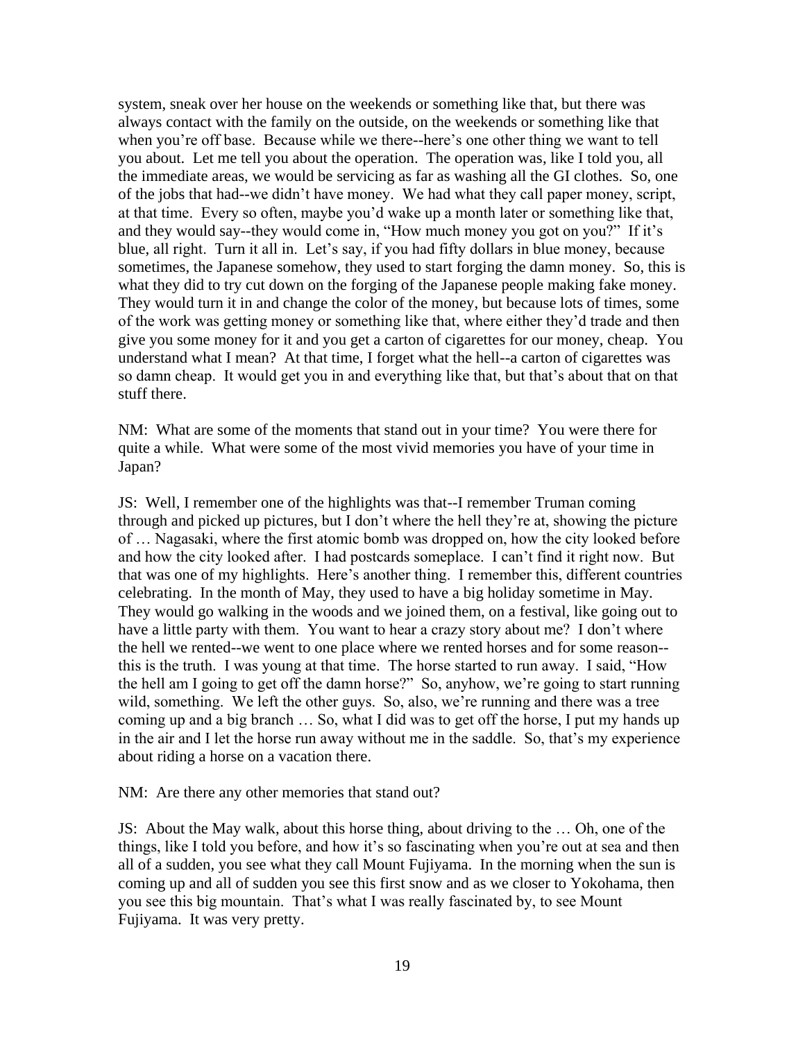system, sneak over her house on the weekends or something like that, but there was always contact with the family on the outside, on the weekends or something like that when you're off base. Because while we there--here's one other thing we want to tell you about. Let me tell you about the operation. The operation was, like I told you, all the immediate areas, we would be servicing as far as washing all the GI clothes. So, one of the jobs that had--we didn't have money. We had what they call paper money, script, at that time. Every so often, maybe you'd wake up a month later or something like that, and they would say--they would come in, "How much money you got on you?" If it's blue, all right. Turn it all in. Let's say, if you had fifty dollars in blue money, because sometimes, the Japanese somehow, they used to start forging the damn money. So, this is what they did to try cut down on the forging of the Japanese people making fake money. They would turn it in and change the color of the money, but because lots of times, some of the work was getting money or something like that, where either they'd trade and then give you some money for it and you get a carton of cigarettes for our money, cheap. You understand what I mean? At that time, I forget what the hell--a carton of cigarettes was so damn cheap. It would get you in and everything like that, but that's about that on that stuff there.

NM: What are some of the moments that stand out in your time? You were there for quite a while. What were some of the most vivid memories you have of your time in Japan?

JS: Well, I remember one of the highlights was that--I remember Truman coming through and picked up pictures, but I don't where the hell they're at, showing the picture of … Nagasaki, where the first atomic bomb was dropped on, how the city looked before and how the city looked after. I had postcards someplace. I can't find it right now. But that was one of my highlights. Here's another thing. I remember this, different countries celebrating. In the month of May, they used to have a big holiday sometime in May. They would go walking in the woods and we joined them, on a festival, like going out to have a little party with them. You want to hear a crazy story about me? I don't where the hell we rented--we went to one place where we rented horses and for some reason--this is the truth. I was young at that time. The horse started to run away. I said, "How the hell am I going to get off the damn horse?" So, anyhow, we're going to start running wild, something. We left the other guys. So, also, we're running and there was a tree coming up and a big branch … So, what I did was to get off the horse, I put my hands up in the air and I let the horse run away without me in the saddle. So, that's my experience about riding a horse on a vacation there.

NM: Are there any other memories that stand out?

JS: About the May walk, about this horse thing, about driving to the … Oh, one of the things, like I told you before, and how it's so fascinating when you're out at sea and then all of a sudden, you see what they call Mount Fujiyama. In the morning when the sun is coming up and all of sudden you see this first snow and as we closer to Yokohama, then you see this big mountain. That's what I was really fascinated by, to see Mount Fujiyama. It was very pretty.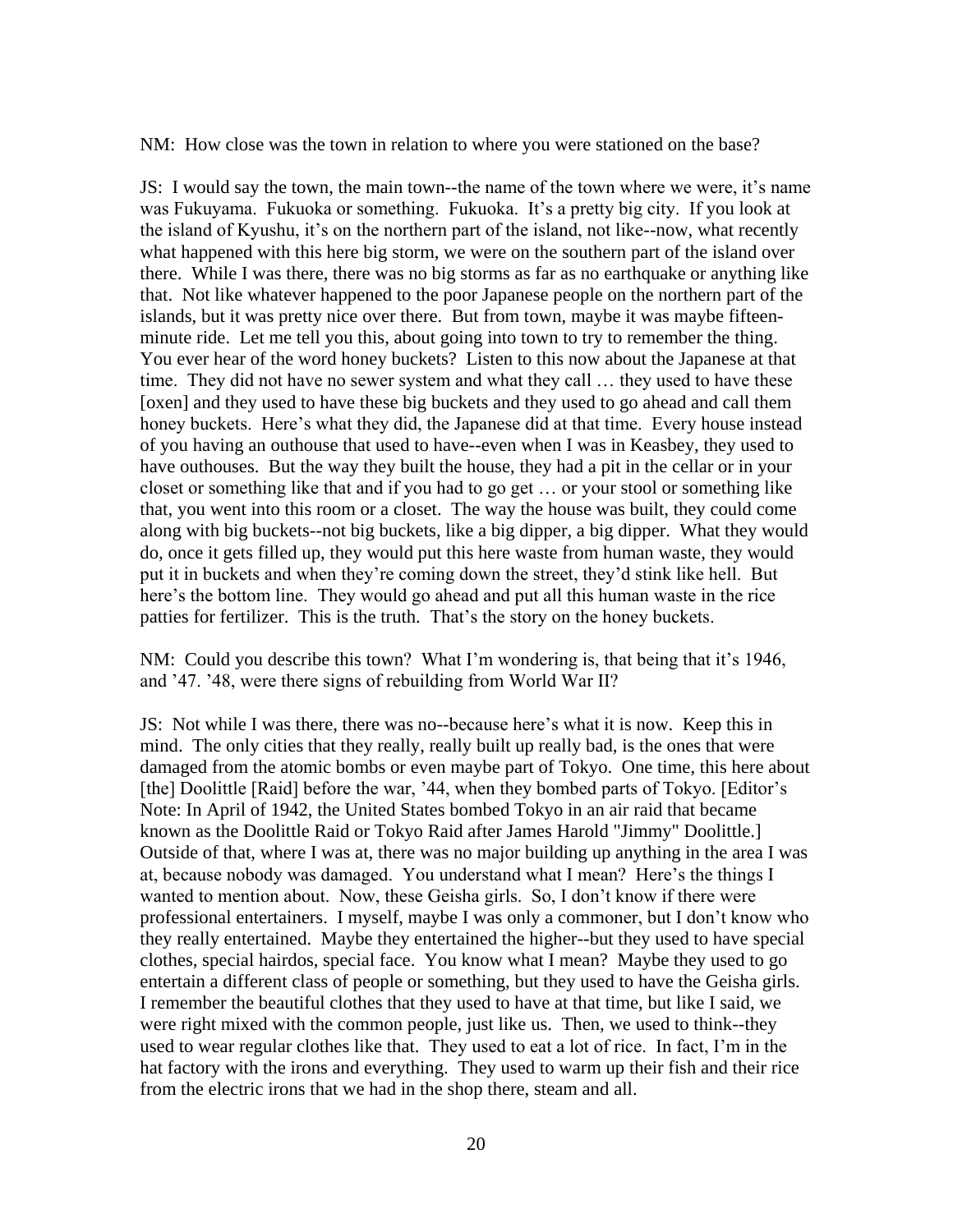NM: How close was the town in relation to where you were stationed on the base?

JS: I would say the town, the main town--the name of the town where we were, it's name was Fukuyama. Fukuoka or something. Fukuoka. It's a pretty big city. If you look at the island of Kyushu, it's on the northern part of the island, not like--now, what recently what happened with this here big storm, we were on the southern part of the island over there. While I was there, there was no big storms as far as no earthquake or anything like that. Not like whatever happened to the poor Japanese people on the northern part of the islands, but it was pretty nice over there. But from town, maybe it was maybe fifteen-minute ride. Let me tell you this, about going into town to try to remember the thing. You ever hear of the word honey buckets? Listen to this now about the Japanese at that time. They did not have no sewer system and what they call … they used to have these [oxen] and they used to have these big buckets and they used to go ahead and call them honey buckets. Here's what they did, the Japanese did at that time. Every house instead of you having an outhouse that used to have--even when I was in Keasbey, they used to have outhouses. But the way they built the house, they had a pit in the cellar or in your closet or something like that and if you had to go get … or your stool or something like that, you went into this room or a closet. The way the house was built, they could come along with big buckets--not big buckets, like a big dipper, a big dipper. What they would do, once it gets filled up, they would put this here waste from human waste, they would put it in buckets and when they're coming down the street, they'd stink like hell. But here's the bottom line. They would go ahead and put all this human waste in the rice patties for fertilizer. This is the truth. That's the story on the honey buckets.

NM: Could you describe this town? What I'm wondering is, that being that it's 1946, and '47. '48, were there signs of rebuilding from World War II?

JS: Not while I was there, there was no--because here's what it is now. Keep this in mind. The only cities that they really, really built up really bad, is the ones that were damaged from the atomic bombs or even maybe part of Tokyo. One time, this here about [the] Doolittle [Raid] before the war, '44, when they bombed parts of Tokyo. [Editor's Note: In April of 1942, the United States bombed Tokyo in an air raid that became known as the Doolittle Raid or Tokyo Raid after James Harold "Jimmy" Doolittle.] Outside of that, where I was at, there was no major building up anything in the area I was at, because nobody was damaged. You understand what I mean? Here's the things I wanted to mention about. Now, these Geisha girls. So, I don't know if there were professional entertainers. I myself, maybe I was only a commoner, but I don't know who they really entertained. Maybe they entertained the higher--but they used to have special clothes, special hairdos, special face. You know what I mean? Maybe they used to go entertain a different class of people or something, but they used to have the Geisha girls. I remember the beautiful clothes that they used to have at that time, but like I said, we were right mixed with the common people, just like us. Then, we used to think--they used to wear regular clothes like that. They used to eat a lot of rice. In fact, I'm in the hat factory with the irons and everything. They used to warm up their fish and their rice from the electric irons that we had in the shop there, steam and all.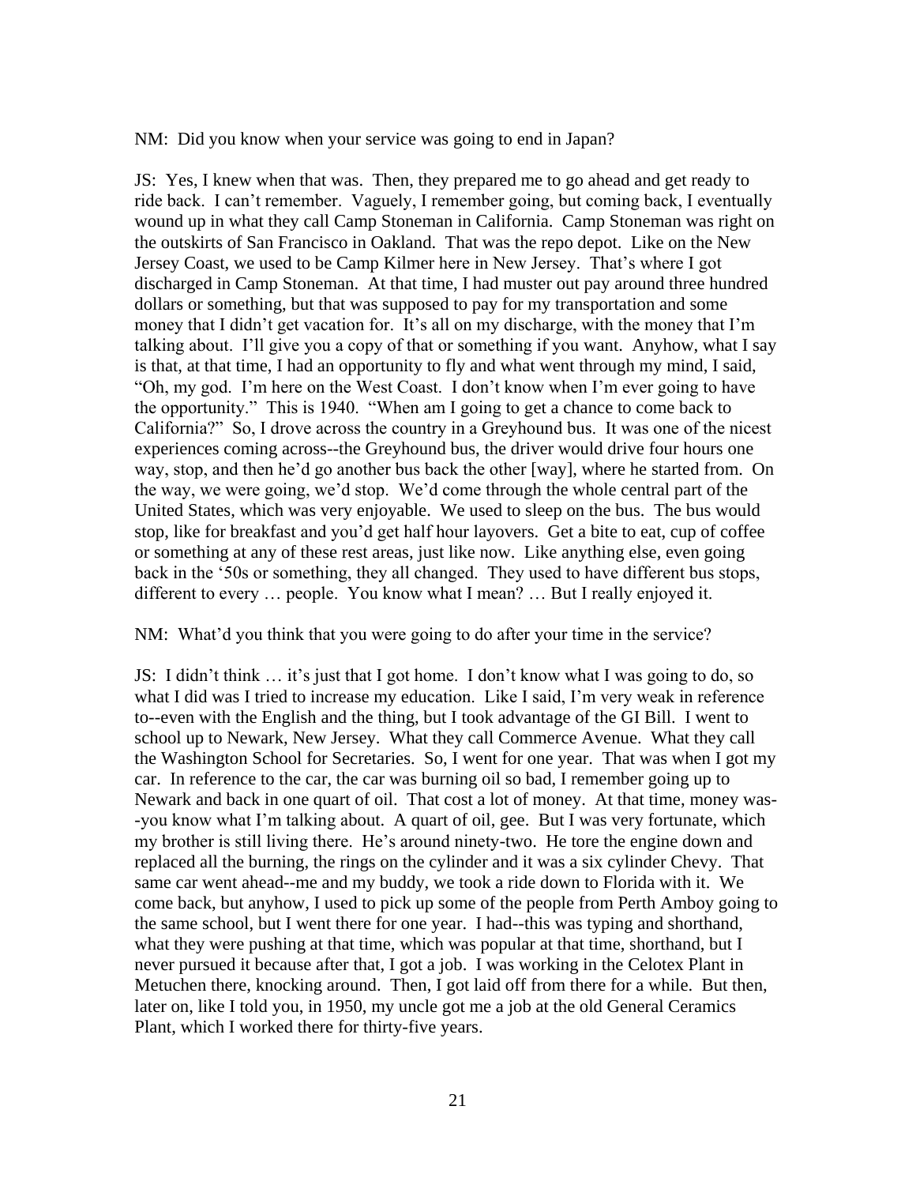NM: Did you know when your service was going to end in Japan?

JS: Yes, I knew when that was. Then, they prepared me to go ahead and get ready to ride back. I can't remember. Vaguely, I remember going, but coming back, I eventually wound up in what they call Camp Stoneman in California. Camp Stoneman was right on the outskirts of San Francisco in Oakland. That was the repo depot. Like on the New Jersey Coast, we used to be Camp Kilmer here in New Jersey. That's where I got discharged in Camp Stoneman. At that time, I had muster out pay around three hundred dollars or something, but that was supposed to pay for my transportation and some money that I didn't get vacation for. It's all on my discharge, with the money that I'm talking about. I'll give you a copy of that or something if you want. Anyhow, what I say is that, at that time, I had an opportunity to fly and what went through my mind, I said, "Oh, my god. I'm here on the West Coast. I don't know when I'm ever going to have the opportunity." This is 1940. "When am I going to get a chance to come back to California?" So, I drove across the country in a Greyhound bus. It was one of the nicest experiences coming across--the Greyhound bus, the driver would drive four hours one way, stop, and then he'd go another bus back the other [way], where he started from. On the way, we were going, we'd stop. We'd come through the whole central part of the United States, which was very enjoyable. We used to sleep on the bus. The bus would stop, like for breakfast and you'd get half hour layovers. Get a bite to eat, cup of coffee or something at any of these rest areas, just like now. Like anything else, even going back in the '50s or something, they all changed. They used to have different bus stops, different to every … people. You know what I mean? … But I really enjoyed it.

NM: What'd you think that you were going to do after your time in the service?

JS: I didn't think … it's just that I got home. I don't know what I was going to do, so what I did was I tried to increase my education. Like I said, I'm very weak in reference to--even with the English and the thing, but I took advantage of the GI Bill. I went to school up to Newark, New Jersey. What they call Commerce Avenue. What they call the Washington School for Secretaries. So, I went for one year. That was when I got my car. In reference to the car, the car was burning oil so bad, I remember going up to Newark and back in one quart of oil. That cost a lot of money. At that time, money was--you know what I'm talking about. A quart of oil, gee. But I was very fortunate, which my brother is still living there. He's around ninety-two. He tore the engine down and replaced all the burning, the rings on the cylinder and it was a six cylinder Chevy. That same car went ahead--me and my buddy, we took a ride down to Florida with it. We come back, but anyhow, I used to pick up some of the people from Perth Amboy going to the same school, but I went there for one year. I had--this was typing and shorthand, what they were pushing at that time, which was popular at that time, shorthand, but I never pursued it because after that, I got a job. I was working in the Celotex Plant in Metuchen there, knocking around. Then, I got laid off from there for a while. But then, later on, like I told you, in 1950, my uncle got me a job at the old General Ceramics Plant, which I worked there for thirty-five years.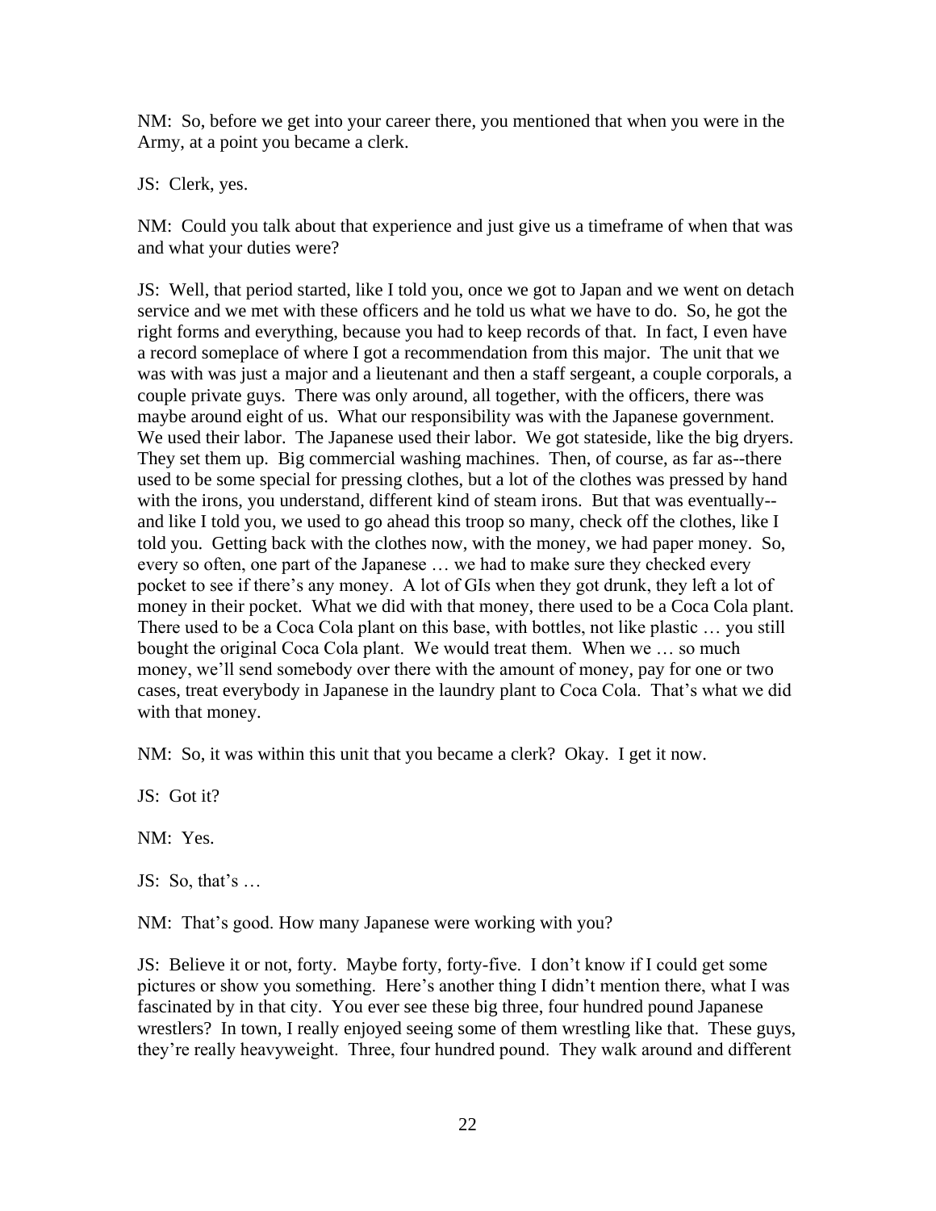NM: So, before we get into your career there, you mentioned that when you were in the Army, at a point you became a clerk.

JS: Clerk, yes.

NM: Could you talk about that experience and just give us a timeframe of when that was and what your duties were?

JS: Well, that period started, like I told you, once we got to Japan and we went on detach service and we met with these officers and he told us what we have to do. So, he got the right forms and everything, because you had to keep records of that. In fact, I even have a record someplace of where I got a recommendation from this major. The unit that we was with was just a major and a lieutenant and then a staff sergeant, a couple corporals, a couple private guys. There was only around, all together, with the officers, there was maybe around eight of us. What our responsibility was with the Japanese government. We used their labor. The Japanese used their labor. We got stateside, like the big dryers. They set them up. Big commercial washing machines. Then, of course, as far as--there used to be some special for pressing clothes, but a lot of the clothes was pressed by hand with the irons, you understand, different kind of steam irons. But that was eventually--and like I told you, we used to go ahead this troop so many, check off the clothes, like I told you. Getting back with the clothes now, with the money, we had paper money. So, every so often, one part of the Japanese … we had to make sure they checked every pocket to see if there's any money. A lot of GIs when they got drunk, they left a lot of money in their pocket. What we did with that money, there used to be a Coca Cola plant. There used to be a Coca Cola plant on this base, with bottles, not like plastic … you still bought the original Coca Cola plant. We would treat them. When we … so much money, we'll send somebody over there with the amount of money, pay for one or two cases, treat everybody in Japanese in the laundry plant to Coca Cola. That's what we did with that money.

NM: So, it was within this unit that you became a clerk? Okay. I get it now.

JS: Got it?

NM: Yes.

JS: So, that's …

NM: That's good. How many Japanese were working with you?

JS: Believe it or not, forty. Maybe forty, forty-five. I don't know if I could get some pictures or show you something. Here's another thing I didn't mention there, what I was fascinated by in that city. You ever see these big three, four hundred pound Japanese wrestlers? In town, I really enjoyed seeing some of them wrestling like that. These guys, they're really heavyweight. Three, four hundred pound. They walk around and different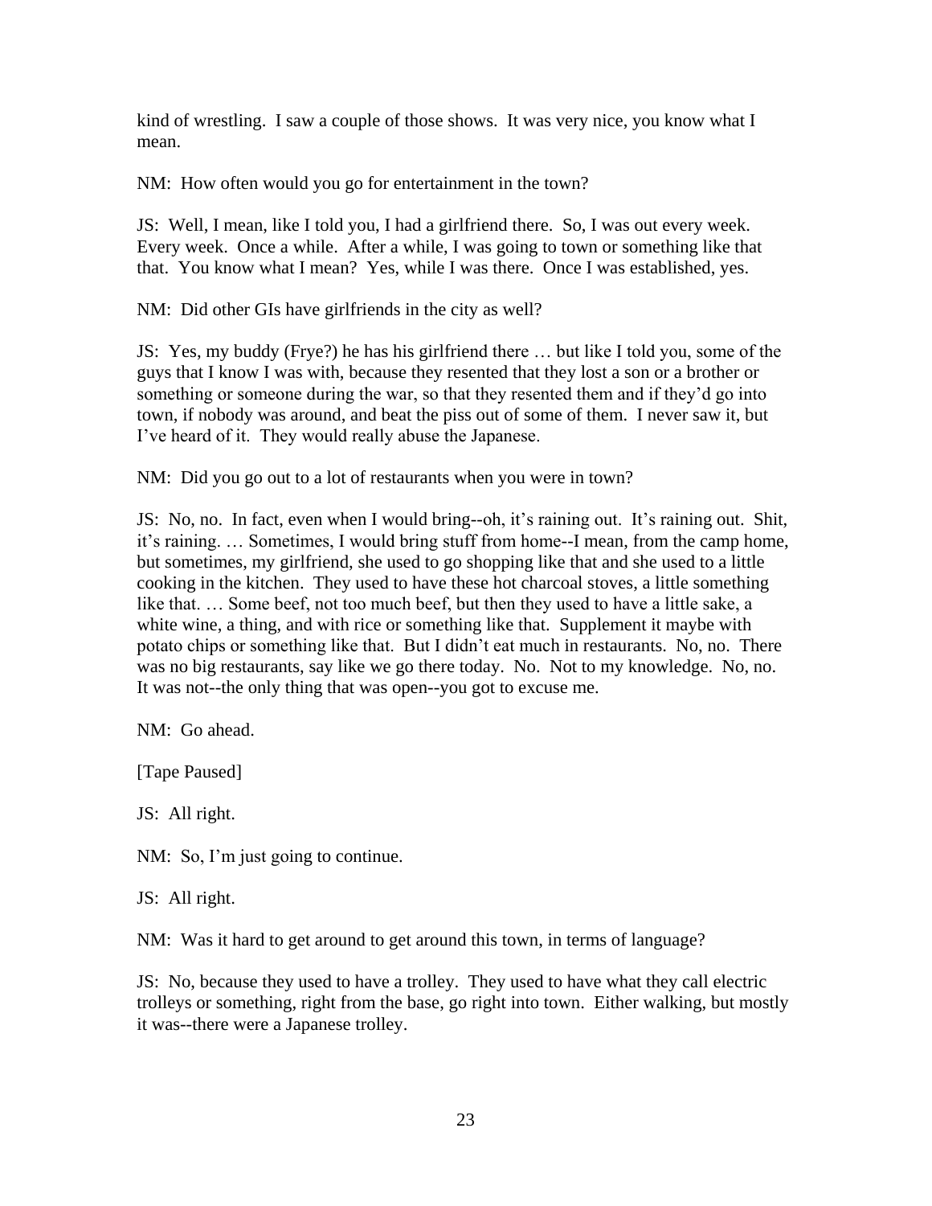kind of wrestling. I saw a couple of those shows. It was very nice, you know what I mean.

NM: How often would you go for entertainment in the town?

JS: Well, I mean, like I told you, I had a girlfriend there. So, I was out every week. Every week. Once a while. After a while, I was going to town or something like that that. You know what I mean? Yes, while I was there. Once I was established, yes.

NM: Did other GIs have girlfriends in the city as well?

JS: Yes, my buddy (Frye?) he has his girlfriend there … but like I told you, some of the guys that I know I was with, because they resented that they lost a son or a brother or something or someone during the war, so that they resented them and if they'd go into town, if nobody was around, and beat the piss out of some of them. I never saw it, but I've heard of it. They would really abuse the Japanese.

NM: Did you go out to a lot of restaurants when you were in town?

JS: No, no. In fact, even when I would bring--oh, it's raining out. It's raining out. Shit, it's raining. … Sometimes, I would bring stuff from home--I mean, from the camp home, but sometimes, my girlfriend, she used to go shopping like that and she used to a little cooking in the kitchen. They used to have these hot charcoal stoves, a little something like that. … Some beef, not too much beef, but then they used to have a little sake, a white wine, a thing, and with rice or something like that. Supplement it maybe with potato chips or something like that. But I didn't eat much in restaurants. No, no. There was no big restaurants, say like we go there today. No. Not to my knowledge. No, no. It was not--the only thing that was open--you got to excuse me.

NM: Go ahead.

[Tape Paused]

JS: All right.

NM: So, I'm just going to continue.

JS: All right.

NM: Was it hard to get around to get around this town, in terms of language?

JS: No, because they used to have a trolley. They used to have what they call electric trolleys or something, right from the base, go right into town. Either walking, but mostly it was--there were a Japanese trolley.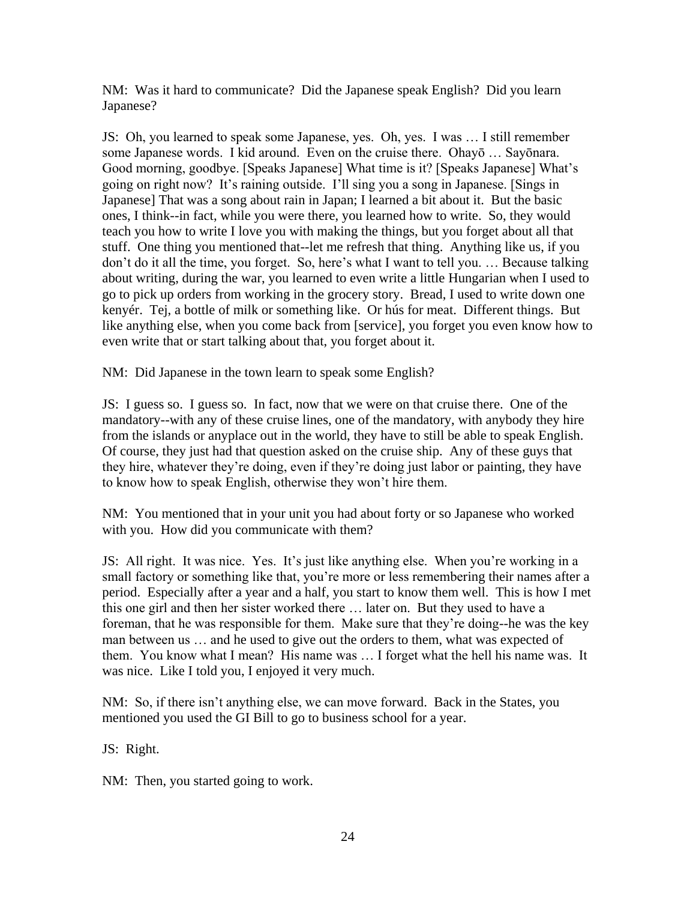NM: Was it hard to communicate? Did the Japanese speak English? Did you learn Japanese?

JS: Oh, you learned to speak some Japanese, yes. Oh, yes. I was … I still remember some Japanese words. I kid around. Even on the cruise there. Ohayō … Sayōnara. Good morning, goodbye. [Speaks Japanese] What time is it? [Speaks Japanese] What's going on right now? It's raining outside. I'll sing you a song in Japanese. [Sings in Japanese] That was a song about rain in Japan; I learned a bit about it. But the basic ones, I think--in fact, while you were there, you learned how to write. So, they would teach you how to write I love you with making the things, but you forget about all that stuff. One thing you mentioned that--let me refresh that thing. Anything like us, if you don't do it all the time, you forget. So, here's what I want to tell you. … Because talking about writing, during the war, you learned to even write a little Hungarian when I used to go to pick up orders from working in the grocery story. Bread, I used to write down one kenyér. Tej, a bottle of milk or something like. Or hús for meat. Different things. But like anything else, when you come back from [service], you forget you even know how to even write that or start talking about that, you forget about it.

NM: Did Japanese in the town learn to speak some English?

JS: I guess so. I guess so. In fact, now that we were on that cruise there. One of the mandatory--with any of these cruise lines, one of the mandatory, with anybody they hire from the islands or anyplace out in the world, they have to still be able to speak English. Of course, they just had that question asked on the cruise ship. Any of these guys that they hire, whatever they're doing, even if they're doing just labor or painting, they have to know how to speak English, otherwise they won't hire them.

NM: You mentioned that in your unit you had about forty or so Japanese who worked with you. How did you communicate with them?

JS: All right. It was nice. Yes. It's just like anything else. When you're working in a small factory or something like that, you're more or less remembering their names after a period. Especially after a year and a half, you start to know them well. This is how I met this one girl and then her sister worked there … later on. But they used to have a foreman, that he was responsible for them. Make sure that they're doing--he was the key man between us … and he used to give out the orders to them, what was expected of them. You know what I mean? His name was … I forget what the hell his name was. It was nice. Like I told you, I enjoyed it very much.

NM: So, if there isn't anything else, we can move forward. Back in the States, you mentioned you used the GI Bill to go to business school for a year.

JS: Right.

NM: Then, you started going to work.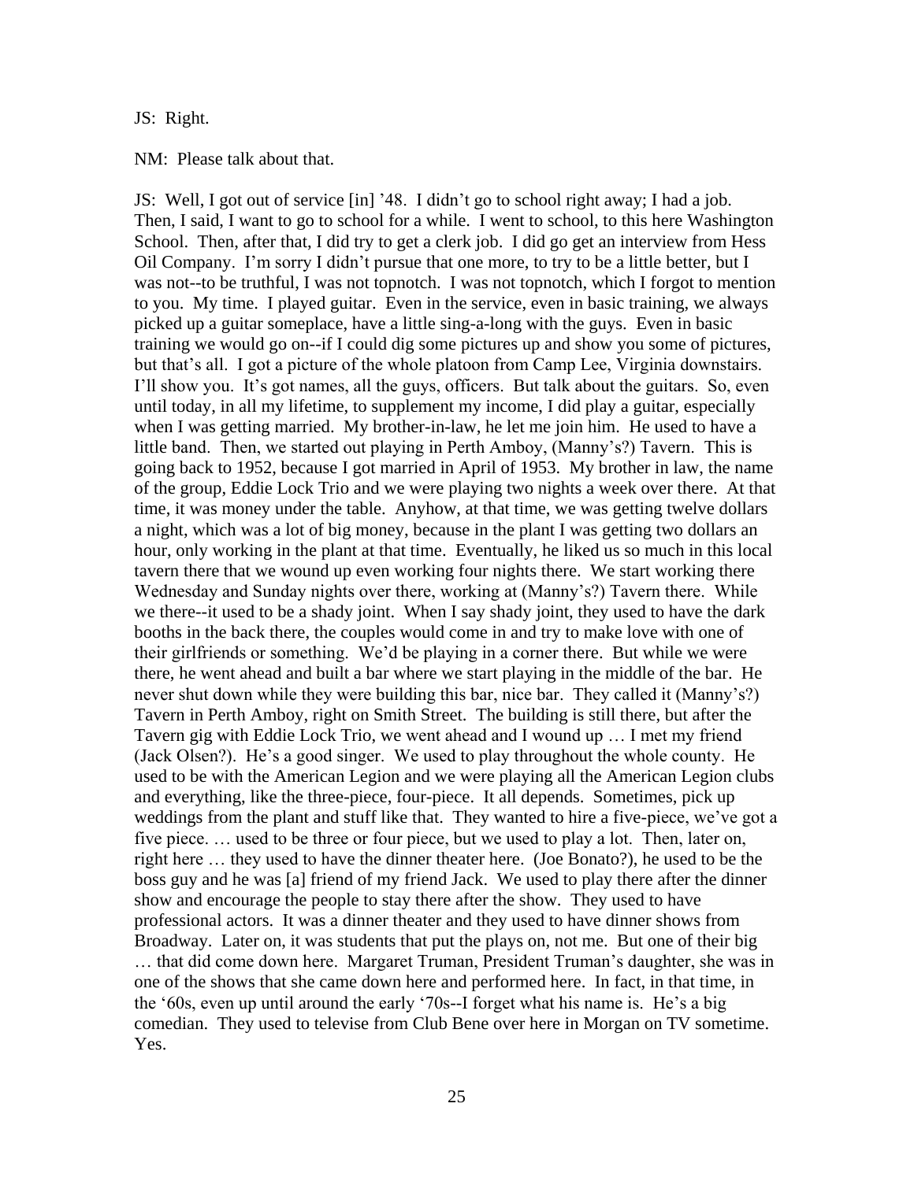JS: Right.

NM: Please talk about that.

JS: Well, I got out of service [in] '48. I didn't go to school right away; I had a job. Then, I said, I want to go to school for a while. I went to school, to this here Washington School. Then, after that, I did try to get a clerk job. I did go get an interview from Hess Oil Company. I'm sorry I didn't pursue that one more, to try to be a little better, but I was not--to be truthful, I was not topnotch. I was not topnotch, which I forgot to mention to you. My time. I played guitar. Even in the service, even in basic training, we always picked up a guitar someplace, have a little sing-a-long with the guys. Even in basic training we would go on--if I could dig some pictures up and show you some of pictures, but that's all. I got a picture of the whole platoon from Camp Lee, Virginia downstairs. I'll show you. It's got names, all the guys, officers. But talk about the guitars. So, even until today, in all my lifetime, to supplement my income, I did play a guitar, especially when I was getting married. My brother-in-law, he let me join him. He used to have a little band. Then, we started out playing in Perth Amboy, (Manny's?) Tavern. This is going back to 1952, because I got married in April of 1953. My brother in law, the name of the group, Eddie Lock Trio and we were playing two nights a week over there. At that time, it was money under the table. Anyhow, at that time, we was getting twelve dollars a night, which was a lot of big money, because in the plant I was getting two dollars an hour, only working in the plant at that time. Eventually, he liked us so much in this local tavern there that we wound up even working four nights there. We start working there Wednesday and Sunday nights over there, working at (Manny's?) Tavern there. While we there--it used to be a shady joint. When I say shady joint, they used to have the dark booths in the back there, the couples would come in and try to make love with one of their girlfriends or something. We'd be playing in a corner there. But while we were there, he went ahead and built a bar where we start playing in the middle of the bar. He never shut down while they were building this bar, nice bar. They called it (Manny's?) Tavern in Perth Amboy, right on Smith Street. The building is still there, but after the Tavern gig with Eddie Lock Trio, we went ahead and I wound up … I met my friend (Jack Olsen?). He's a good singer. We used to play throughout the whole county. He used to be with the American Legion and we were playing all the American Legion clubs and everything, like the three-piece, four-piece. It all depends. Sometimes, pick up weddings from the plant and stuff like that. They wanted to hire a five-piece, we've got a five piece. … used to be three or four piece, but we used to play a lot. Then, later on, right here … they used to have the dinner theater here. (Joe Bonato?), he used to be the boss guy and he was [a] friend of my friend Jack. We used to play there after the dinner show and encourage the people to stay there after the show. They used to have professional actors. It was a dinner theater and they used to have dinner shows from Broadway. Later on, it was students that put the plays on, not me. But one of their big … that did come down here. Margaret Truman, President Truman's daughter, she was in one of the shows that she came down here and performed here. In fact, in that time, in the '60s, even up until around the early '70s--I forget what his name is. He's a big comedian. They used to televise from Club Bene over here in Morgan on TV sometime. Yes.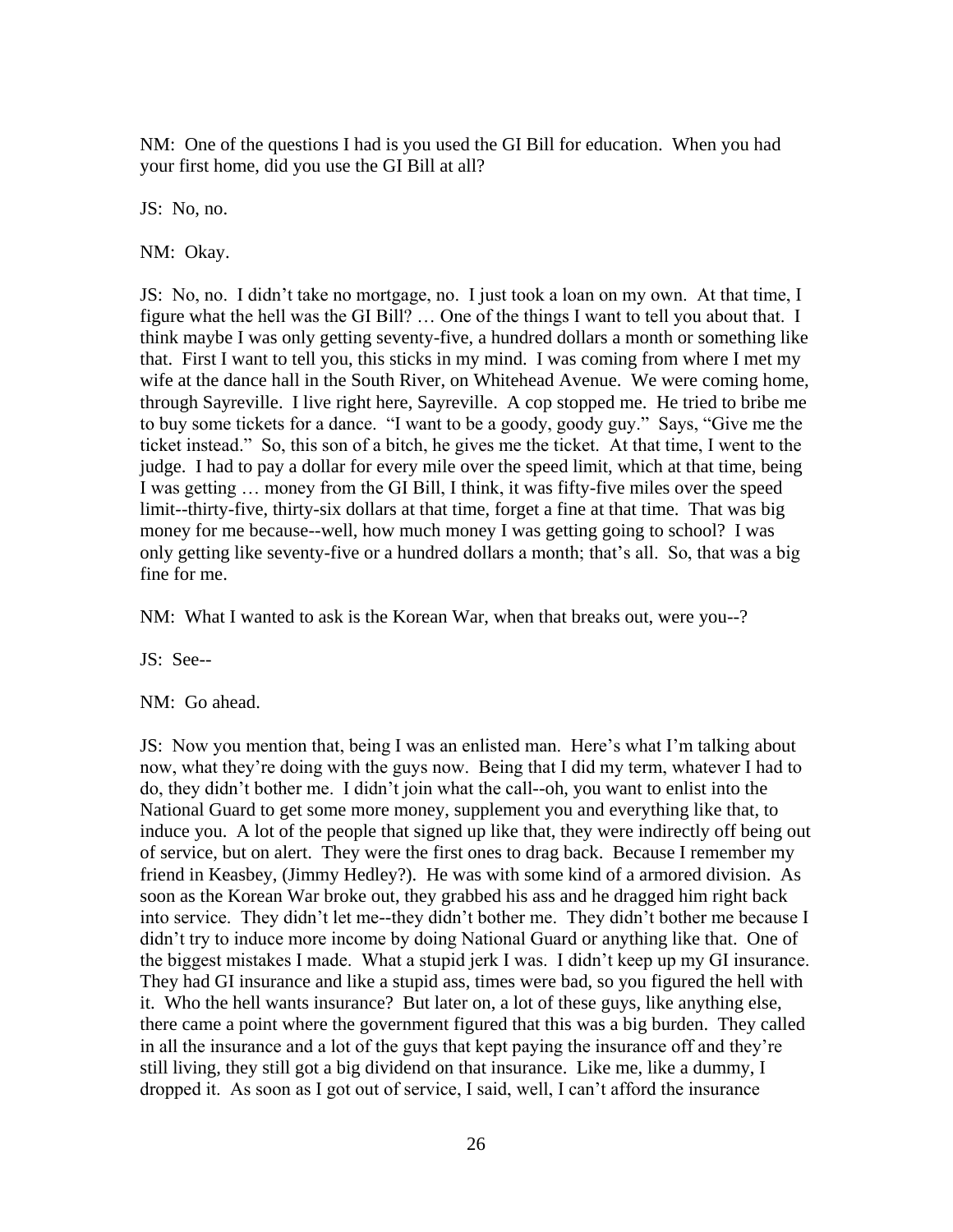NM: One of the questions I had is you used the GI Bill for education. When you had your first home, did you use the GI Bill at all?

JS: No, no.

NM: Okay.

JS: No, no. I didn't take no mortgage, no. I just took a loan on my own. At that time, I figure what the hell was the GI Bill? … One of the things I want to tell you about that. I think maybe I was only getting seventy-five, a hundred dollars a month or something like that. First I want to tell you, this sticks in my mind. I was coming from where I met my wife at the dance hall in the South River, on Whitehead Avenue. We were coming home, through Sayreville. I live right here, Sayreville. A cop stopped me. He tried to bribe me to buy some tickets for a dance. "I want to be a goody, goody guy." Says, "Give me the ticket instead." So, this son of a bitch, he gives me the ticket. At that time, I went to the judge. I had to pay a dollar for every mile over the speed limit, which at that time, being I was getting … money from the GI Bill, I think, it was fifty-five miles over the speed limit--thirty-five, thirty-six dollars at that time, forget a fine at that time. That was big money for me because--well, how much money I was getting going to school? I was only getting like seventy-five or a hundred dollars a month; that's all. So, that was a big fine for me.

NM: What I wanted to ask is the Korean War, when that breaks out, were you--?

JS: See--

NM: Go ahead.

JS: Now you mention that, being I was an enlisted man. Here's what I'm talking about now, what they're doing with the guys now. Being that I did my term, whatever I had to do, they didn't bother me. I didn't join what the call--oh, you want to enlist into the National Guard to get some more money, supplement you and everything like that, to induce you. A lot of the people that signed up like that, they were indirectly off being out of service, but on alert. They were the first ones to drag back. Because I remember my friend in Keasbey, (Jimmy Hedley?). He was with some kind of a armored division. As soon as the Korean War broke out, they grabbed his ass and he dragged him right back into service. They didn't let me--they didn't bother me. They didn't bother me because I didn't try to induce more income by doing National Guard or anything like that. One of the biggest mistakes I made. What a stupid jerk I was. I didn't keep up my GI insurance. They had GI insurance and like a stupid ass, times were bad, so you figured the hell with it. Who the hell wants insurance? But later on, a lot of these guys, like anything else, there came a point where the government figured that this was a big burden. They called in all the insurance and a lot of the guys that kept paying the insurance off and they're still living, they still got a big dividend on that insurance. Like me, like a dummy, I dropped it. As soon as I got out of service, I said, well, I can't afford the insurance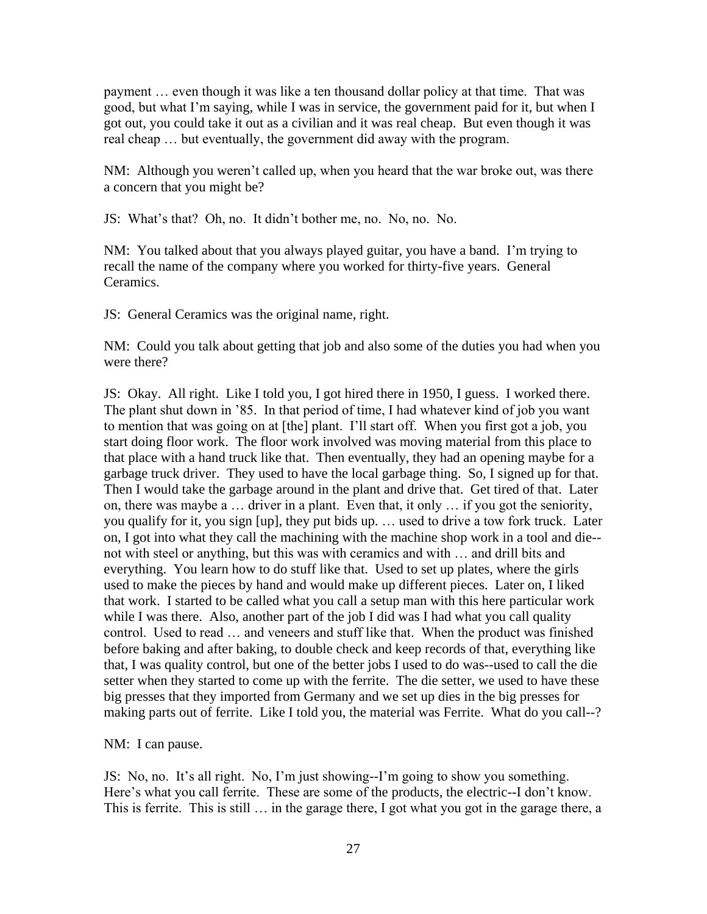payment … even though it was like a ten thousand dollar policy at that time. That was good, but what I'm saying, while I was in service, the government paid for it, but when I got out, you could take it out as a civilian and it was real cheap. But even though it was real cheap … but eventually, the government did away with the program.

NM: Although you weren't called up, when you heard that the war broke out, was there a concern that you might be?

JS: What's that? Oh, no. It didn't bother me, no. No, no. No.

NM: You talked about that you always played guitar, you have a band. I'm trying to recall the name of the company where you worked for thirty-five years. General Ceramics.

JS: General Ceramics was the original name, right.

NM: Could you talk about getting that job and also some of the duties you had when you were there?

JS: Okay. All right. Like I told you, I got hired there in 1950, I guess. I worked there. The plant shut down in '85. In that period of time, I had whatever kind of job you want to mention that was going on at [the] plant. I'll start off. When you first got a job, you start doing floor work. The floor work involved was moving material from this place to that place with a hand truck like that. Then eventually, they had an opening maybe for a garbage truck driver. They used to have the local garbage thing. So, I signed up for that. Then I would take the garbage around in the plant and drive that. Get tired of that. Later on, there was maybe a … driver in a plant. Even that, it only … if you got the seniority, you qualify for it, you sign [up], they put bids up. … used to drive a tow fork truck. Later on, I got into what they call the machining with the machine shop work in a tool and die--not with steel or anything, but this was with ceramics and with … and drill bits and everything. You learn how to do stuff like that. Used to set up plates, where the girls used to make the pieces by hand and would make up different pieces. Later on, I liked that work. I started to be called what you call a setup man with this here particular work while I was there. Also, another part of the job I did was I had what you call quality control. Used to read … and veneers and stuff like that. When the product was finished before baking and after baking, to double check and keep records of that, everything like that, I was quality control, but one of the better jobs I used to do was--used to call the die setter when they started to come up with the ferrite. The die setter, we used to have these big presses that they imported from Germany and we set up dies in the big presses for making parts out of ferrite. Like I told you, the material was Ferrite. What do you call--?

NM: I can pause.

JS: No, no. It's all right. No, I'm just showing--I'm going to show you something. Here's what you call ferrite. These are some of the products, the electric--I don't know. This is ferrite. This is still … in the garage there, I got what you got in the garage there, a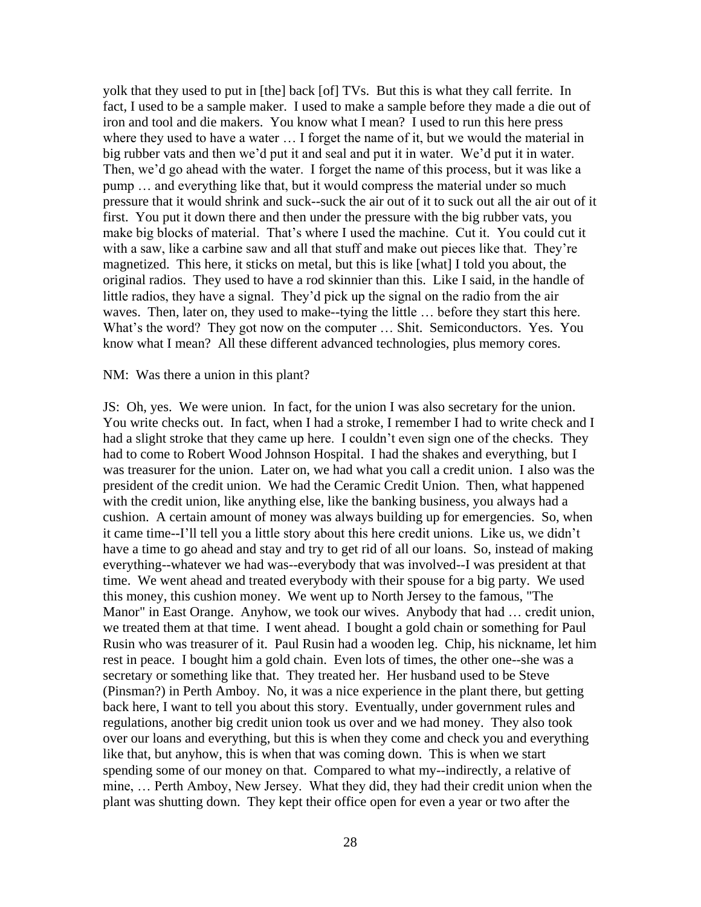yolk that they used to put in [the] back [of] TVs. But this is what they call ferrite. In fact, I used to be a sample maker. I used to make a sample before they made a die out of iron and tool and die makers. You know what I mean? I used to run this here press where they used to have a water … I forget the name of it, but we would the material in big rubber vats and then we'd put it and seal and put it in water. We'd put it in water. Then, we'd go ahead with the water. I forget the name of this process, but it was like a pump … and everything like that, but it would compress the material under so much pressure that it would shrink and suck--suck the air out of it to suck out all the air out of it first. You put it down there and then under the pressure with the big rubber vats, you make big blocks of material. That's where I used the machine. Cut it. You could cut it with a saw, like a carbine saw and all that stuff and make out pieces like that. They're magnetized. This here, it sticks on metal, but this is like [what] I told you about, the original radios. They used to have a rod skinnier than this. Like I said, in the handle of little radios, they have a signal. They'd pick up the signal on the radio from the air waves. Then, later on, they used to make--tying the little … before they start this here. What's the word? They got now on the computer … Shit. Semiconductors. Yes. You know what I mean? All these different advanced technologies, plus memory cores.

NM: Was there a union in this plant?

JS: Oh, yes. We were union. In fact, for the union I was also secretary for the union. You write checks out. In fact, when I had a stroke, I remember I had to write check and I had a slight stroke that they came up here. I couldn't even sign one of the checks. They had to come to Robert Wood Johnson Hospital. I had the shakes and everything, but I was treasurer for the union. Later on, we had what you call a credit union. I also was the president of the credit union. We had the Ceramic Credit Union. Then, what happened with the credit union, like anything else, like the banking business, you always had a cushion. A certain amount of money was always building up for emergencies. So, when it came time--I'll tell you a little story about this here credit unions. Like us, we didn't have a time to go ahead and stay and try to get rid of all our loans. So, instead of making everything--whatever we had was--everybody that was involved--I was president at that time. We went ahead and treated everybody with their spouse for a big party. We used this money, this cushion money. We went up to North Jersey to the famous, "The Manor" in East Orange. Anyhow, we took our wives. Anybody that had … credit union, we treated them at that time. I went ahead. I bought a gold chain or something for Paul Rusin who was treasurer of it. Paul Rusin had a wooden leg. Chip, his nickname, let him rest in peace. I bought him a gold chain. Even lots of times, the other one--she was a secretary or something like that. They treated her. Her husband used to be Steve (Pinsman?) in Perth Amboy. No, it was a nice experience in the plant there, but getting back here, I want to tell you about this story. Eventually, under government rules and regulations, another big credit union took us over and we had money. They also took over our loans and everything, but this is when they come and check you and everything like that, but anyhow, this is when that was coming down. This is when we start spending some of our money on that. Compared to what my--indirectly, a relative of mine, … Perth Amboy, New Jersey. What they did, they had their credit union when the plant was shutting down. They kept their office open for even a year or two after the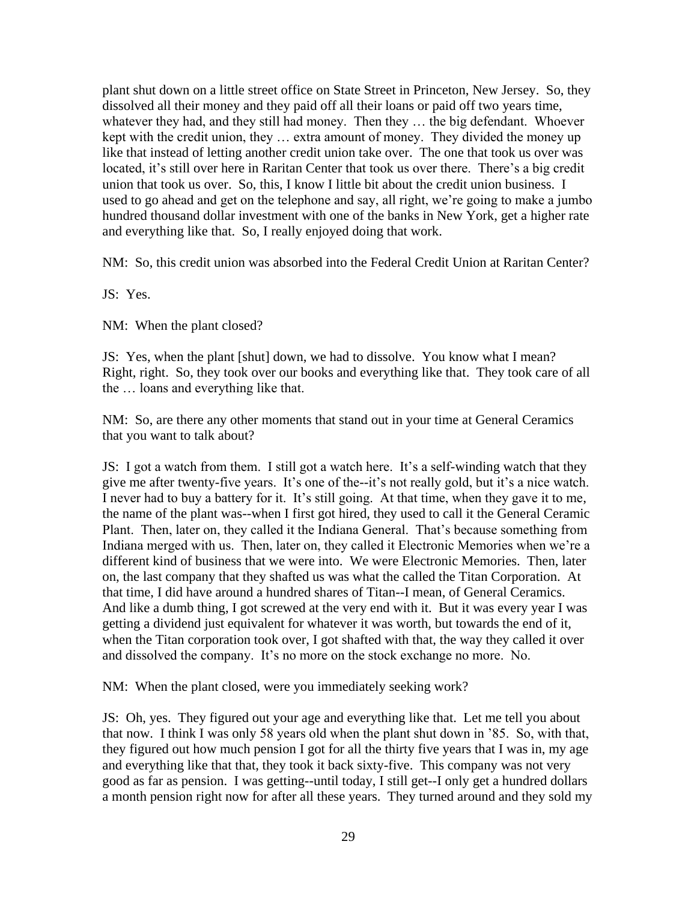plant shut down on a little street office on State Street in Princeton, New Jersey. So, they dissolved all their money and they paid off all their loans or paid off two years time, whatever they had, and they still had money. Then they … the big defendant. Whoever kept with the credit union, they … extra amount of money. They divided the money up like that instead of letting another credit union take over. The one that took us over was located, it's still over here in Raritan Center that took us over there. There's a big credit union that took us over. So, this, I know I little bit about the credit union business. I used to go ahead and get on the telephone and say, all right, we're going to make a jumbo hundred thousand dollar investment with one of the banks in New York, get a higher rate and everything like that. So, I really enjoyed doing that work.

NM: So, this credit union was absorbed into the Federal Credit Union at Raritan Center?

JS: Yes.

NM: When the plant closed?

JS: Yes, when the plant [shut] down, we had to dissolve. You know what I mean? Right, right. So, they took over our books and everything like that. They took care of all the … loans and everything like that.

NM: So, are there any other moments that stand out in your time at General Ceramics that you want to talk about?

JS: I got a watch from them. I still got a watch here. It's a self-winding watch that they give me after twenty-five years. It's one of the--it's not really gold, but it's a nice watch. I never had to buy a battery for it. It's still going. At that time, when they gave it to me, the name of the plant was--when I first got hired, they used to call it the General Ceramic Plant. Then, later on, they called it the Indiana General. That's because something from Indiana merged with us. Then, later on, they called it Electronic Memories when we're a different kind of business that we were into. We were Electronic Memories. Then, later on, the last company that they shafted us was what the called the Titan Corporation. At that time, I did have around a hundred shares of Titan--I mean, of General Ceramics. And like a dumb thing, I got screwed at the very end with it. But it was every year I was getting a dividend just equivalent for whatever it was worth, but towards the end of it, when the Titan corporation took over, I got shafted with that, the way they called it over and dissolved the company. It's no more on the stock exchange no more. No.

NM: When the plant closed, were you immediately seeking work?

JS: Oh, yes. They figured out your age and everything like that. Let me tell you about that now. I think I was only 58 years old when the plant shut down in '85. So, with that, they figured out how much pension I got for all the thirty five years that I was in, my age and everything like that that, they took it back sixty-five. This company was not very good as far as pension. I was getting--until today, I still get--I only get a hundred dollars a month pension right now for after all these years. They turned around and they sold my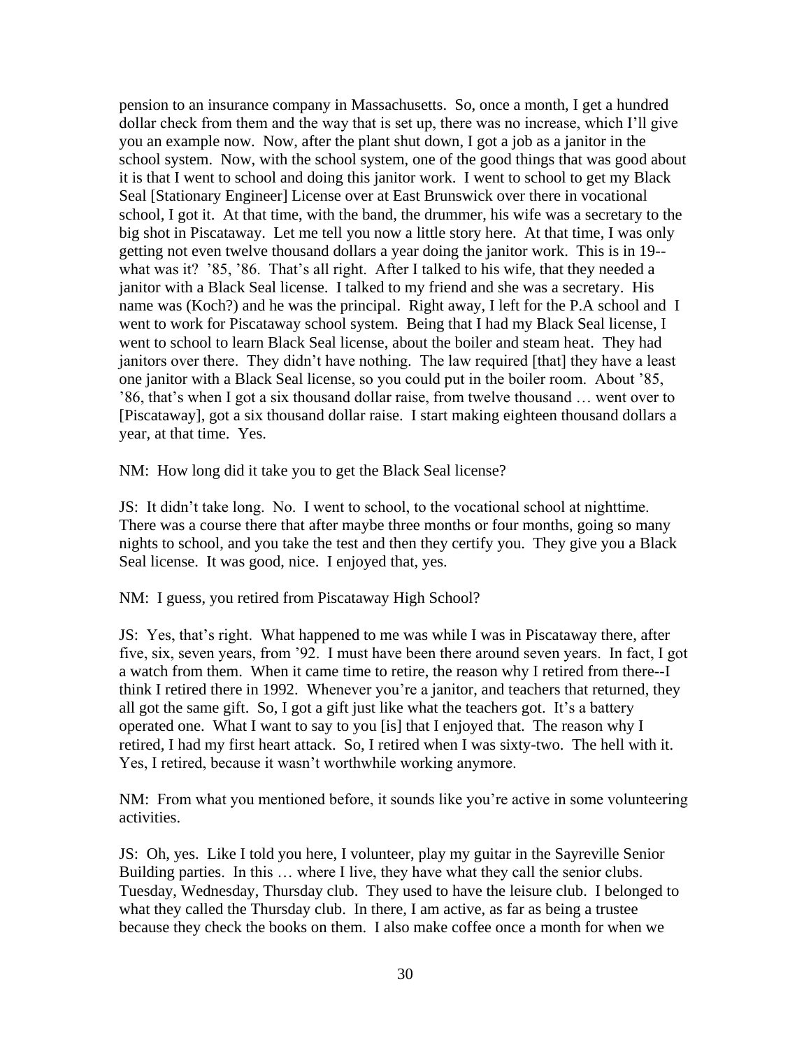pension to an insurance company in Massachusetts. So, once a month, I get a hundred dollar check from them and the way that is set up, there was no increase, which I'll give you an example now. Now, after the plant shut down, I got a job as a janitor in the school system. Now, with the school system, one of the good things that was good about it is that I went to school and doing this janitor work. I went to school to get my Black Seal [Stationary Engineer] License over at East Brunswick over there in vocational school, I got it. At that time, with the band, the drummer, his wife was a secretary to the big shot in Piscataway. Let me tell you now a little story here. At that time, I was only getting not even twelve thousand dollars a year doing the janitor work. This is in 19-- what was it? '85, '86. That's all right. After I talked to his wife, that they needed a janitor with a Black Seal license. I talked to my friend and she was a secretary. His name was (Koch?) and he was the principal. Right away, I left for the P.A school and I went to work for Piscataway school system. Being that I had my Black Seal license, I went to school to learn Black Seal license, about the boiler and steam heat. They had janitors over there. They didn't have nothing. The law required [that] they have a least one janitor with a Black Seal license, so you could put in the boiler room. About '85, '86, that's when I got a six thousand dollar raise, from twelve thousand … went over to [Piscataway], got a six thousand dollar raise. I start making eighteen thousand dollars a year, at that time. Yes.

NM: How long did it take you to get the Black Seal license?

JS: It didn't take long. No. I went to school, to the vocational school at nighttime. There was a course there that after maybe three months or four months, going so many nights to school, and you take the test and then they certify you. They give you a Black Seal license. It was good, nice. I enjoyed that, yes.

NM: I guess, you retired from Piscataway High School?

JS: Yes, that's right. What happened to me was while I was in Piscataway there, after five, six, seven years, from '92. I must have been there around seven years. In fact, I got a watch from them. When it came time to retire, the reason why I retired from there--I think I retired there in 1992. Whenever you're a janitor, and teachers that returned, they all got the same gift. So, I got a gift just like what the teachers got. It's a battery operated one. What I want to say to you [is] that I enjoyed that. The reason why I retired, I had my first heart attack. So, I retired when I was sixty-two. The hell with it. Yes, I retired, because it wasn't worthwhile working anymore.

NM: From what you mentioned before, it sounds like you're active in some volunteering activities.

JS: Oh, yes. Like I told you here, I volunteer, play my guitar in the Sayreville Senior Building parties. In this … where I live, they have what they call the senior clubs. Tuesday, Wednesday, Thursday club. They used to have the leisure club. I belonged to what they called the Thursday club. In there, I am active, as far as being a trustee because they check the books on them. I also make coffee once a month for when we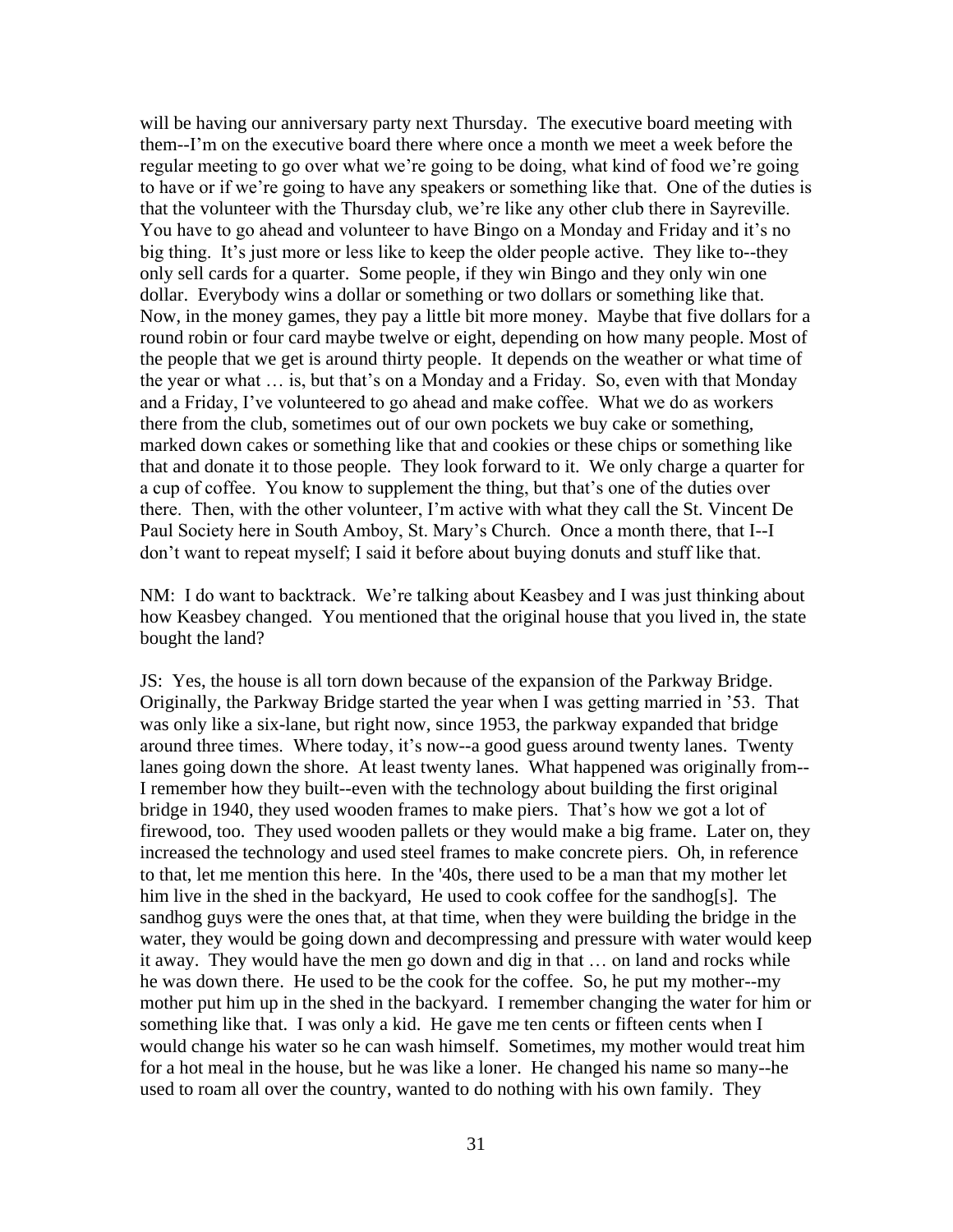will be having our anniversary party next Thursday. The executive board meeting with them--I'm on the executive board there where once a month we meet a week before the regular meeting to go over what we're going to be doing, what kind of food we're going to have or if we're going to have any speakers or something like that. One of the duties is that the volunteer with the Thursday club, we're like any other club there in Sayreville. You have to go ahead and volunteer to have Bingo on a Monday and Friday and it's no big thing. It's just more or less like to keep the older people active. They like to--they only sell cards for a quarter. Some people, if they win Bingo and they only win one dollar. Everybody wins a dollar or something or two dollars or something like that. Now, in the money games, they pay a little bit more money. Maybe that five dollars for a round robin or four card maybe twelve or eight, depending on how many people. Most of the people that we get is around thirty people. It depends on the weather or what time of the year or what … is, but that's on a Monday and a Friday. So, even with that Monday and a Friday, I've volunteered to go ahead and make coffee. What we do as workers there from the club, sometimes out of our own pockets we buy cake or something, marked down cakes or something like that and cookies or these chips or something like that and donate it to those people. They look forward to it. We only charge a quarter for a cup of coffee. You know to supplement the thing, but that's one of the duties over there. Then, with the other volunteer, I'm active with what they call the St. Vincent De Paul Society here in South Amboy, St. Mary's Church. Once a month there, that I--I don't want to repeat myself; I said it before about buying donuts and stuff like that.

NM: I do want to backtrack. We're talking about Keasbey and I was just thinking about how Keasbey changed. You mentioned that the original house that you lived in, the state bought the land?

JS: Yes, the house is all torn down because of the expansion of the Parkway Bridge. Originally, the Parkway Bridge started the year when I was getting married in '53. That was only like a six-lane, but right now, since 1953, the parkway expanded that bridge around three times. Where today, it's now--a good guess around twenty lanes. Twenty lanes going down the shore. At least twenty lanes. What happened was originally from--I remember how they built--even with the technology about building the first original bridge in 1940, they used wooden frames to make piers. That's how we got a lot of firewood, too. They used wooden pallets or they would make a big frame. Later on, they increased the technology and used steel frames to make concrete piers. Oh, in reference to that, let me mention this here. In the '40s, there used to be a man that my mother let him live in the shed in the backyard, He used to cook coffee for the sandhog[s]. The sandhog guys were the ones that, at that time, when they were building the bridge in the water, they would be going down and decompressing and pressure with water would keep it away. They would have the men go down and dig in that … on land and rocks while he was down there. He used to be the cook for the coffee. So, he put my mother--my mother put him up in the shed in the backyard. I remember changing the water for him or something like that. I was only a kid. He gave me ten cents or fifteen cents when I would change his water so he can wash himself. Sometimes, my mother would treat him for a hot meal in the house, but he was like a loner. He changed his name so many--he used to roam all over the country, wanted to do nothing with his own family. They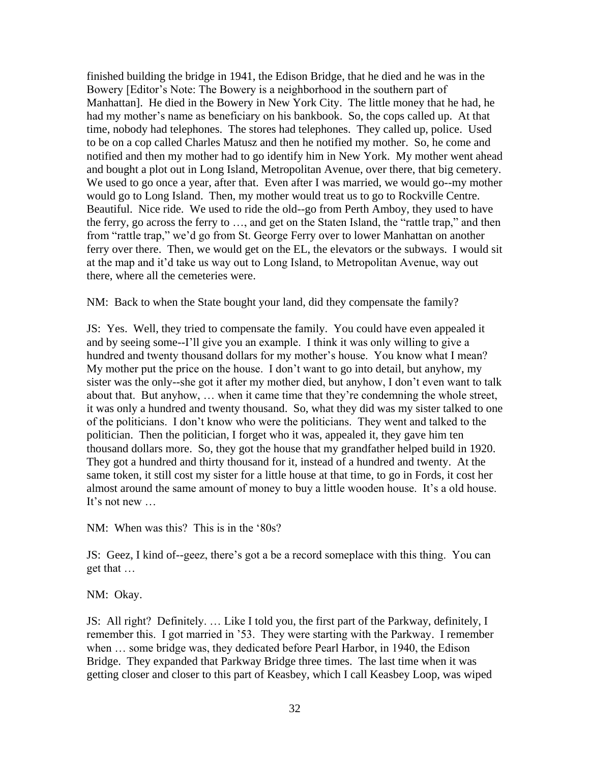finished building the bridge in 1941, the Edison Bridge, that he died and he was in the Bowery [Editor's Note: The Bowery is a neighborhood in the southern part of Manhattan]. He died in the Bowery in New York City. The little money that he had, he had my mother's name as beneficiary on his bankbook. So, the cops called up. At that time, nobody had telephones. The stores had telephones. They called up, police. Used to be on a cop called Charles Matusz and then he notified my mother. So, he come and notified and then my mother had to go identify him in New York. My mother went ahead and bought a plot out in Long Island, Metropolitan Avenue, over there, that big cemetery. We used to go once a year, after that. Even after I was married, we would go--my mother would go to Long Island. Then, my mother would treat us to go to Rockville Centre. Beautiful. Nice ride. We used to ride the old--go from Perth Amboy, they used to have the ferry, go across the ferry to …, and get on the Staten Island, the "rattle trap," and then from "rattle trap," we'd go from St. George Ferry over to lower Manhattan on another ferry over there. Then, we would get on the EL, the elevators or the subways. I would sit at the map and it'd take us way out to Long Island, to Metropolitan Avenue, way out there, where all the cemeteries were.

NM: Back to when the State bought your land, did they compensate the family?

JS: Yes. Well, they tried to compensate the family. You could have even appealed it and by seeing some--I'll give you an example. I think it was only willing to give a hundred and twenty thousand dollars for my mother's house. You know what I mean? My mother put the price on the house. I don't want to go into detail, but anyhow, my sister was the only--she got it after my mother died, but anyhow, I don't even want to talk about that. But anyhow, … when it came time that they're condemning the whole street, it was only a hundred and twenty thousand. So, what they did was my sister talked to one of the politicians. I don't know who were the politicians. They went and talked to the politician. Then the politician, I forget who it was, appealed it, they gave him ten thousand dollars more. So, they got the house that my grandfather helped build in 1920. They got a hundred and thirty thousand for it, instead of a hundred and twenty. At the same token, it still cost my sister for a little house at that time, to go in Fords, it cost her almost around the same amount of money to buy a little wooden house. It's a old house. It's not new …

NM: When was this? This is in the '80s?

JS: Geez, I kind of--geez, there's got a be a record someplace with this thing. You can get that …

NM: Okay.

JS: All right? Definitely. … Like I told you, the first part of the Parkway, definitely, I remember this. I got married in '53. They were starting with the Parkway. I remember when … some bridge was, they dedicated before Pearl Harbor, in 1940, the Edison Bridge. They expanded that Parkway Bridge three times. The last time when it was getting closer and closer to this part of Keasbey, which I call Keasbey Loop, was wiped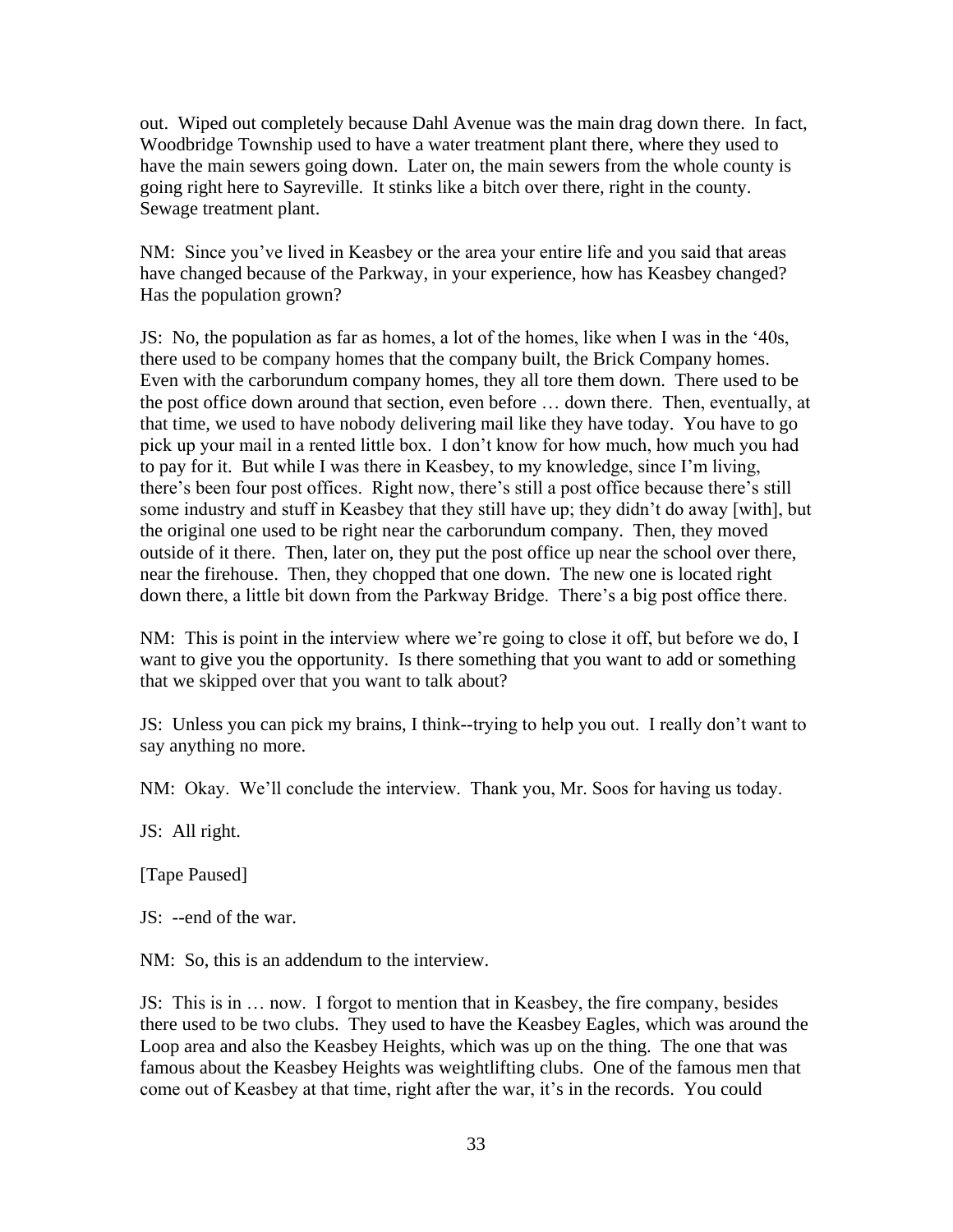out. Wiped out completely because Dahl Avenue was the main drag down there. In fact, Woodbridge Township used to have a water treatment plant there, where they used to have the main sewers going down. Later on, the main sewers from the whole county is going right here to Sayreville. It stinks like a bitch over there, right in the county. Sewage treatment plant.

NM: Since you've lived in Keasbey or the area your entire life and you said that areas have changed because of the Parkway, in your experience, how has Keasbey changed? Has the population grown?

JS: No, the population as far as homes, a lot of the homes, like when I was in the '40s, there used to be company homes that the company built, the Brick Company homes. Even with the carborundum company homes, they all tore them down. There used to be the post office down around that section, even before … down there. Then, eventually, at that time, we used to have nobody delivering mail like they have today. You have to go pick up your mail in a rented little box. I don't know for how much, how much you had to pay for it. But while I was there in Keasbey, to my knowledge, since I'm living, there's been four post offices. Right now, there's still a post office because there's still some industry and stuff in Keasbey that they still have up; they didn't do away [with], but the original one used to be right near the carborundum company. Then, they moved outside of it there. Then, later on, they put the post office up near the school over there, near the firehouse. Then, they chopped that one down. The new one is located right down there, a little bit down from the Parkway Bridge. There's a big post office there.

NM: This is point in the interview where we're going to close it off, but before we do, I want to give you the opportunity. Is there something that you want to add or something that we skipped over that you want to talk about?

JS: Unless you can pick my brains, I think--trying to help you out. I really don't want to say anything no more.

NM: Okay. We'll conclude the interview. Thank you, Mr. Soos for having us today.

JS: All right.

[Tape Paused]

JS: --end of the war.

NM: So, this is an addendum to the interview.

JS: This is in … now. I forgot to mention that in Keasbey, the fire company, besides there used to be two clubs. They used to have the Keasbey Eagles, which was around the Loop area and also the Keasbey Heights, which was up on the thing. The one that was famous about the Keasbey Heights was weightlifting clubs. One of the famous men that come out of Keasbey at that time, right after the war, it's in the records. You could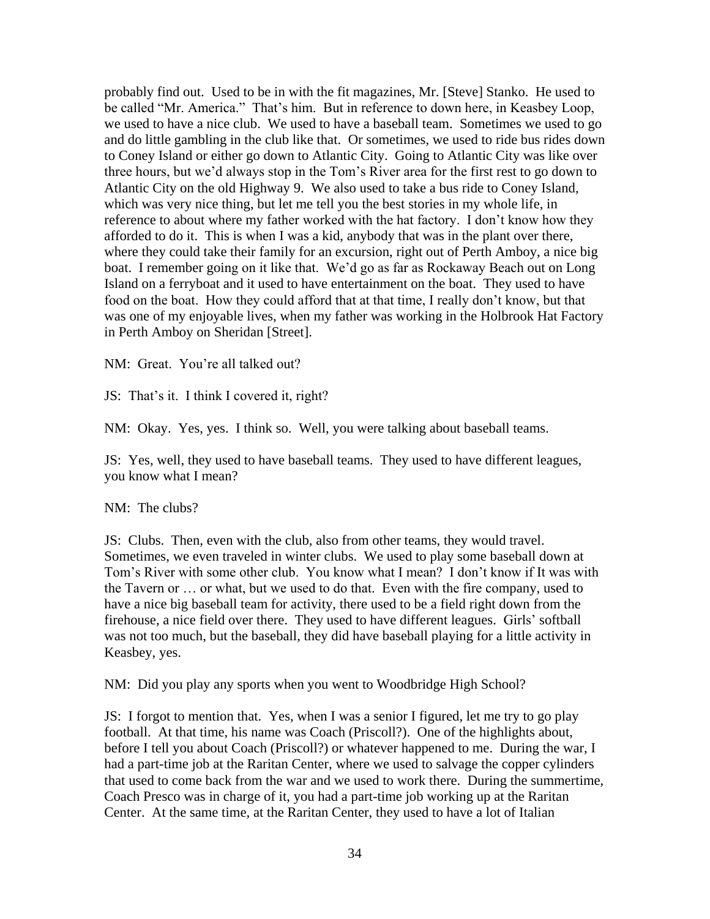probably find out. Used to be in with the fit magazines, Mr. [Steve] Stanko. He used to be called "Mr. America." That's him. But in reference to down here, in Keasbey Loop, we used to have a nice club. We used to have a baseball team. Sometimes we used to go and do little gambling in the club like that. Or sometimes, we used to ride bus rides down to Coney Island or either go down to Atlantic City. Going to Atlantic City was like over three hours, but we'd always stop in the Tom's River area for the first rest to go down to Atlantic City on the old Highway 9. We also used to take a bus ride to Coney Island, which was very nice thing, but let me tell you the best stories in my whole life, in reference to about where my father worked with the hat factory. I don't know how they afforded to do it. This is when I was a kid, anybody that was in the plant over there, where they could take their family for an excursion, right out of Perth Amboy, a nice big boat. I remember going on it like that. We'd go as far as Rockaway Beach out on Long Island on a ferryboat and it used to have entertainment on the boat. They used to have food on the boat. How they could afford that at that time, I really don't know, but that was one of my enjoyable lives, when my father was working in the Holbrook Hat Factory in Perth Amboy on Sheridan [Street].

NM: Great. You're all talked out?

JS: That's it. I think I covered it, right?

NM: Okay. Yes, yes. I think so. Well, you were talking about baseball teams.

JS: Yes, well, they used to have baseball teams. They used to have different leagues, you know what I mean?

NM: The clubs?

JS: Clubs. Then, even with the club, also from other teams, they would travel. Sometimes, we even traveled in winter clubs. We used to play some baseball down at Tom's River with some other club. You know what I mean? I don't know if It was with the Tavern or … or what, but we used to do that. Even with the fire company, used to have a nice big baseball team for activity, there used to be a field right down from the firehouse, a nice field over there. They used to have different leagues. Girls' softball was not too much, but the baseball, they did have baseball playing for a little activity in Keasbey, yes.

NM: Did you play any sports when you went to Woodbridge High School?

JS: I forgot to mention that. Yes, when I was a senior I figured, let me try to go play football. At that time, his name was Coach (Priscoll?). One of the highlights about, before I tell you about Coach (Priscoll?) or whatever happened to me. During the war, I had a part-time job at the Raritan Center, where we used to salvage the copper cylinders that used to come back from the war and we used to work there. During the summertime, Coach Presco was in charge of it, you had a part-time job working up at the Raritan Center. At the same time, at the Raritan Center, they used to have a lot of Italian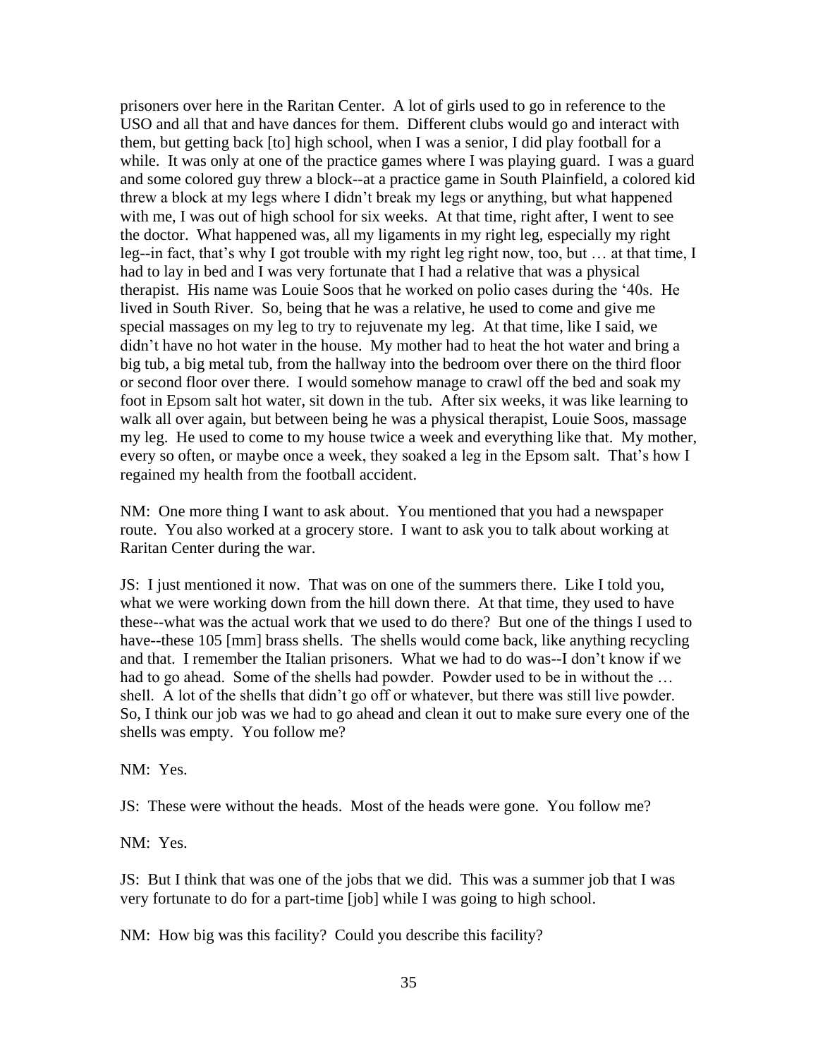prisoners over here in the Raritan Center. A lot of girls used to go in reference to the USO and all that and have dances for them. Different clubs would go and interact with them, but getting back [to] high school, when I was a senior, I did play football for a while. It was only at one of the practice games where I was playing guard. I was a guard and some colored guy threw a block--at a practice game in South Plainfield, a colored kid threw a block at my legs where I didn't break my legs or anything, but what happened with me, I was out of high school for six weeks. At that time, right after, I went to see the doctor. What happened was, all my ligaments in my right leg, especially my right leg--in fact, that's why I got trouble with my right leg right now, too, but … at that time, I had to lay in bed and I was very fortunate that I had a relative that was a physical therapist. His name was Louie Soos that he worked on polio cases during the '40s. He lived in South River. So, being that he was a relative, he used to come and give me special massages on my leg to try to rejuvenate my leg. At that time, like I said, we didn't have no hot water in the house. My mother had to heat the hot water and bring a big tub, a big metal tub, from the hallway into the bedroom over there on the third floor or second floor over there. I would somehow manage to crawl off the bed and soak my foot in Epsom salt hot water, sit down in the tub. After six weeks, it was like learning to walk all over again, but between being he was a physical therapist, Louie Soos, massage my leg. He used to come to my house twice a week and everything like that. My mother, every so often, or maybe once a week, they soaked a leg in the Epsom salt. That's how I regained my health from the football accident.

NM: One more thing I want to ask about. You mentioned that you had a newspaper route. You also worked at a grocery store. I want to ask you to talk about working at Raritan Center during the war.

JS: I just mentioned it now. That was on one of the summers there. Like I told you, what we were working down from the hill down there. At that time, they used to have these--what was the actual work that we used to do there? But one of the things I used to have--these 105 [mm] brass shells. The shells would come back, like anything recycling and that. I remember the Italian prisoners. What we had to do was--I don't know if we had to go ahead. Some of the shells had powder. Powder used to be in without the … shell. A lot of the shells that didn't go off or whatever, but there was still live powder. So, I think our job was we had to go ahead and clean it out to make sure every one of the shells was empty. You follow me?

NM: Yes.

JS: These were without the heads. Most of the heads were gone. You follow me?

NM: Yes.

JS: But I think that was one of the jobs that we did. This was a summer job that I was very fortunate to do for a part-time [job] while I was going to high school.

NM: How big was this facility? Could you describe this facility?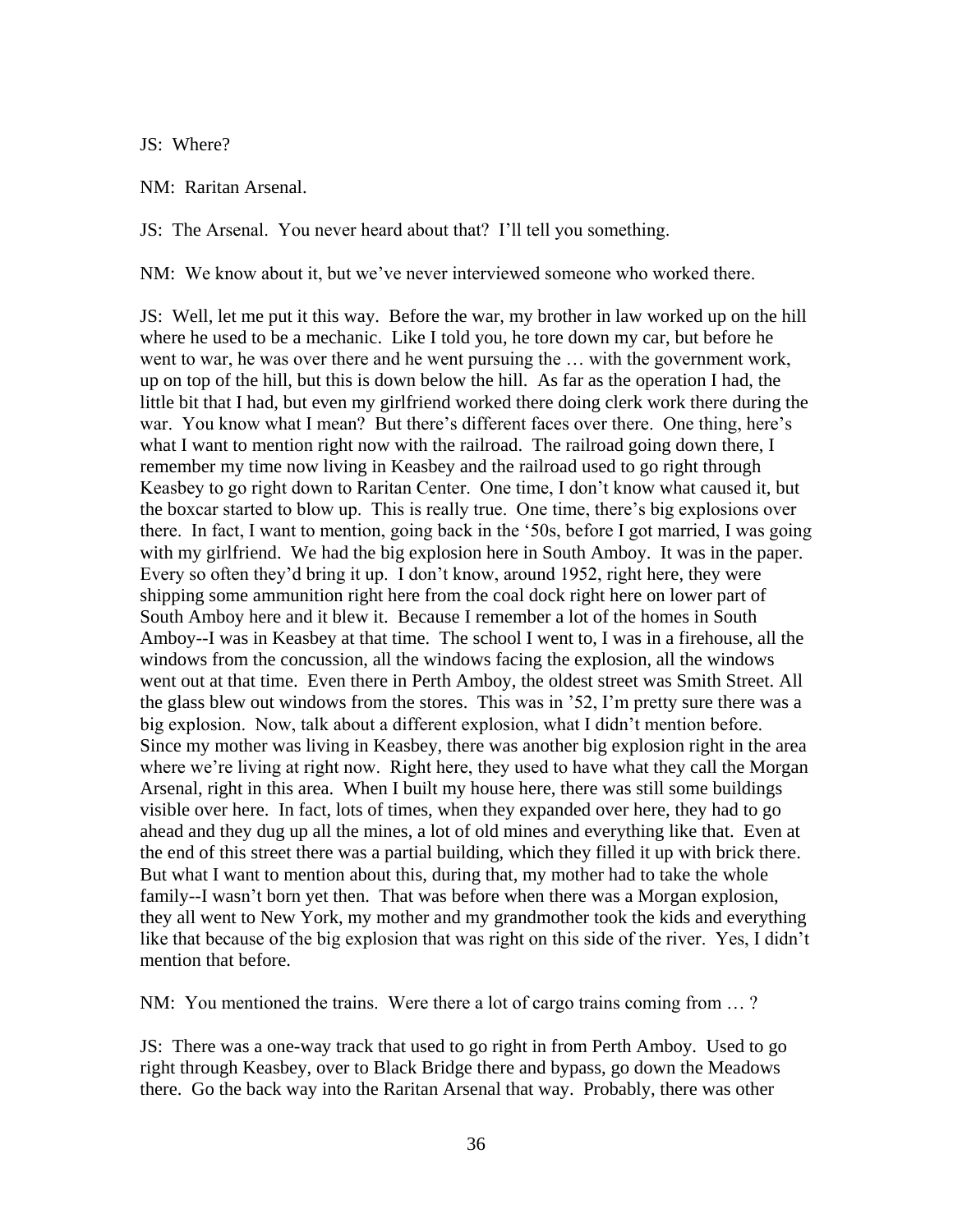JS: Where?

NM: Raritan Arsenal.

JS: The Arsenal. You never heard about that? I'll tell you something.

NM: We know about it, but we've never interviewed someone who worked there.

JS: Well, let me put it this way. Before the war, my brother in law worked up on the hill where he used to be a mechanic. Like I told you, he tore down my car, but before he went to war, he was over there and he went pursuing the … with the government work, up on top of the hill, but this is down below the hill. As far as the operation I had, the little bit that I had, but even my girlfriend worked there doing clerk work there during the war. You know what I mean? But there's different faces over there. One thing, here's what I want to mention right now with the railroad. The railroad going down there, I remember my time now living in Keasbey and the railroad used to go right through Keasbey to go right down to Raritan Center. One time, I don't know what caused it, but the boxcar started to blow up. This is really true. One time, there's big explosions over there. In fact, I want to mention, going back in the '50s, before I got married, I was going with my girlfriend. We had the big explosion here in South Amboy. It was in the paper. Every so often they'd bring it up. I don't know, around 1952, right here, they were shipping some ammunition right here from the coal dock right here on lower part of South Amboy here and it blew it. Because I remember a lot of the homes in South Amboy--I was in Keasbey at that time. The school I went to, I was in a firehouse, all the windows from the concussion, all the windows facing the explosion, all the windows went out at that time. Even there in Perth Amboy, the oldest street was Smith Street. All the glass blew out windows from the stores. This was in '52, I'm pretty sure there was a big explosion. Now, talk about a different explosion, what I didn't mention before. Since my mother was living in Keasbey, there was another big explosion right in the area where we're living at right now. Right here, they used to have what they call the Morgan Arsenal, right in this area. When I built my house here, there was still some buildings visible over here. In fact, lots of times, when they expanded over here, they had to go ahead and they dug up all the mines, a lot of old mines and everything like that. Even at the end of this street there was a partial building, which they filled it up with brick there. But what I want to mention about this, during that, my mother had to take the whole family--I wasn't born yet then. That was before when there was a Morgan explosion, they all went to New York, my mother and my grandmother took the kids and everything like that because of the big explosion that was right on this side of the river. Yes, I didn't mention that before.

NM: You mentioned the trains. Were there a lot of cargo trains coming from … ?

JS: There was a one-way track that used to go right in from Perth Amboy. Used to go right through Keasbey, over to Black Bridge there and bypass, go down the Meadows there. Go the back way into the Raritan Arsenal that way. Probably, there was other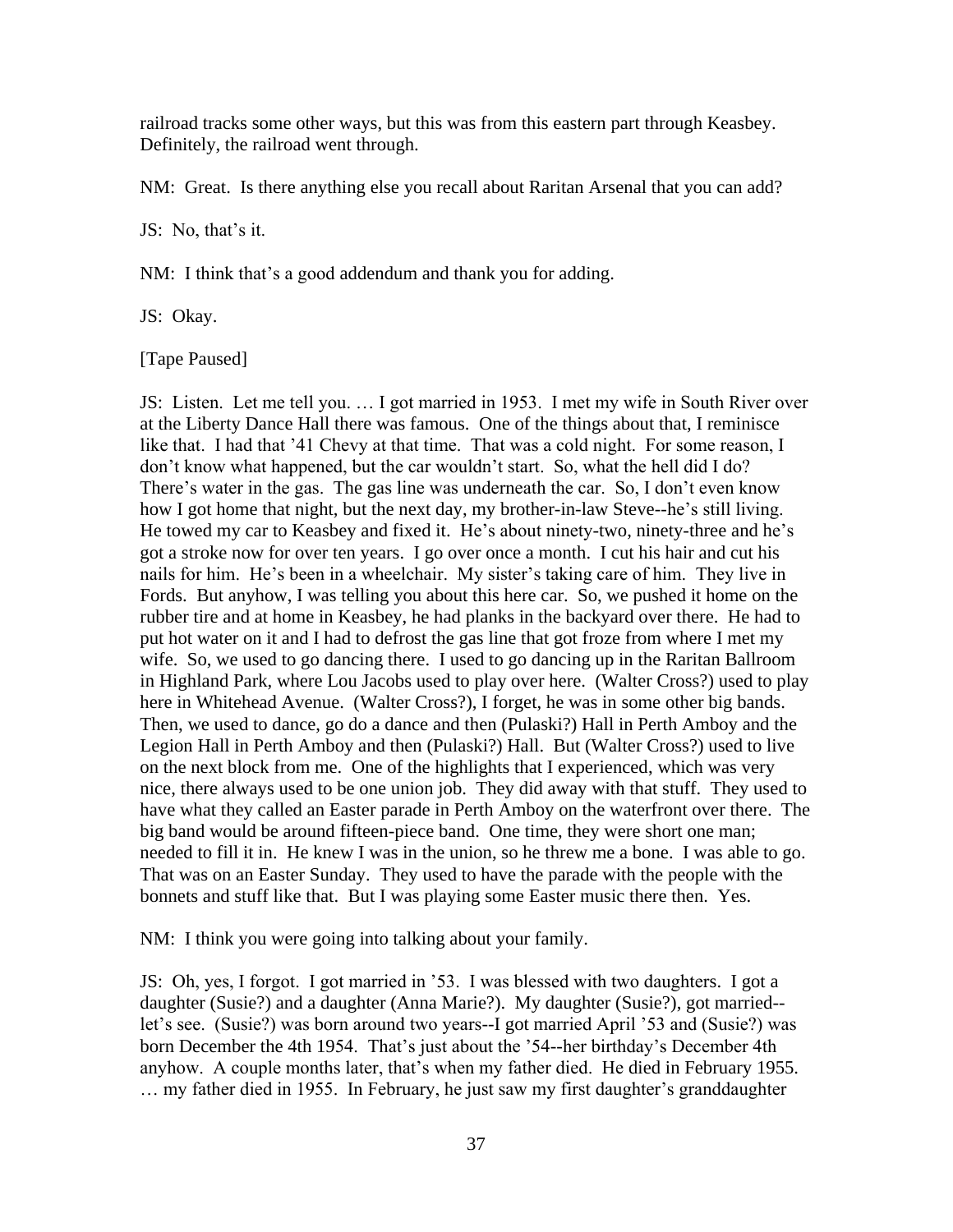railroad tracks some other ways, but this was from this eastern part through Keasbey. Definitely, the railroad went through.

NM: Great. Is there anything else you recall about Raritan Arsenal that you can add?

JS: No, that's it.

NM: I think that's a good addendum and thank you for adding.

JS: Okay.

[Tape Paused]

JS: Listen. Let me tell you. … I got married in 1953. I met my wife in South River over at the Liberty Dance Hall there was famous. One of the things about that, I reminisce like that. I had that '41 Chevy at that time. That was a cold night. For some reason, I don't know what happened, but the car wouldn't start. So, what the hell did I do? There's water in the gas. The gas line was underneath the car. So, I don't even know how I got home that night, but the next day, my brother-in-law Steve--he's still living. He towed my car to Keasbey and fixed it. He's about ninety-two, ninety-three and he's got a stroke now for over ten years. I go over once a month. I cut his hair and cut his nails for him. He's been in a wheelchair. My sister's taking care of him. They live in Fords. But anyhow, I was telling you about this here car. So, we pushed it home on the rubber tire and at home in Keasbey, he had planks in the backyard over there. He had to put hot water on it and I had to defrost the gas line that got froze from where I met my wife. So, we used to go dancing there. I used to go dancing up in the Raritan Ballroom in Highland Park, where Lou Jacobs used to play over here. (Walter Cross?) used to play here in Whitehead Avenue. (Walter Cross?), I forget, he was in some other big bands. Then, we used to dance, go do a dance and then (Pulaski?) Hall in Perth Amboy and the Legion Hall in Perth Amboy and then (Pulaski?) Hall. But (Walter Cross?) used to live on the next block from me. One of the highlights that I experienced, which was very nice, there always used to be one union job. They did away with that stuff. They used to have what they called an Easter parade in Perth Amboy on the waterfront over there. The big band would be around fifteen-piece band. One time, they were short one man; needed to fill it in. He knew I was in the union, so he threw me a bone. I was able to go. That was on an Easter Sunday. They used to have the parade with the people with the bonnets and stuff like that. But I was playing some Easter music there then. Yes.

NM: I think you were going into talking about your family.

JS: Oh, yes, I forgot. I got married in '53. I was blessed with two daughters. I got a daughter (Susie?) and a daughter (Anna Marie?). My daughter (Susie?), got married--let's see. (Susie?) was born around two years--I got married April '53 and (Susie?) was born December the 4th 1954. That's just about the '54--her birthday's December 4th anyhow. A couple months later, that's when my father died. He died in February 1955. … my father died in 1955. In February, he just saw my first daughter's granddaughter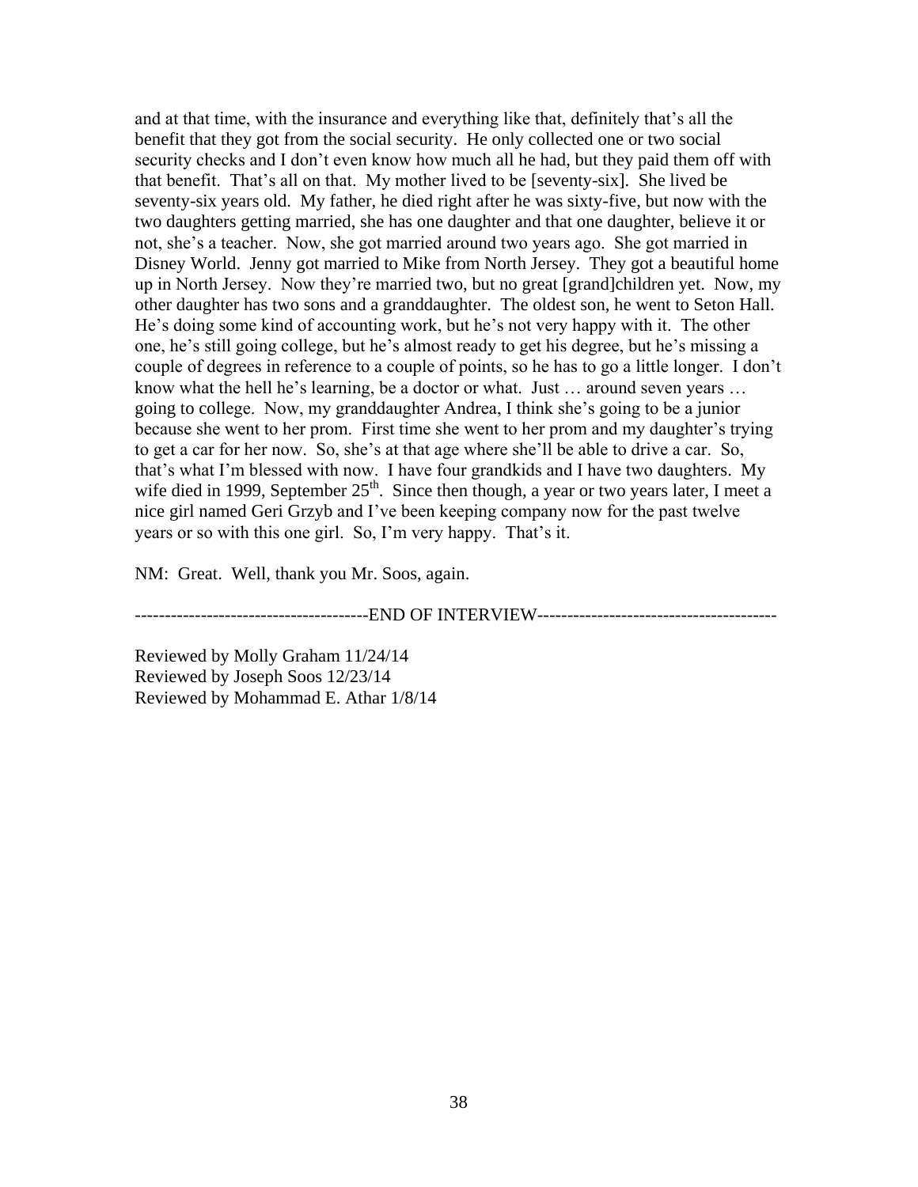and at that time, with the insurance and everything like that, definitely that's all the benefit that they got from the social security. He only collected one or two social security checks and I don't even know how much all he had, but they paid them off with that benefit. That's all on that. My mother lived to be [seventy-six]. She lived be seventy-six years old. My father, he died right after he was sixty-five, but now with the two daughters getting married, she has one daughter and that one daughter, believe it or not, she's a teacher. Now, she got married around two years ago. She got married in Disney World. Jenny got married to Mike from North Jersey. They got a beautiful home up in North Jersey. Now they're married two, but no great [grand]children yet. Now, my other daughter has two sons and a granddaughter. The oldest son, he went to Seton Hall. He's doing some kind of accounting work, but he's not very happy with it. The other one, he's still going college, but he's almost ready to get his degree, but he's missing a couple of degrees in reference to a couple of points, so he has to go a little longer. I don't know what the hell he's learning, be a doctor or what. Just … around seven years … going to college. Now, my granddaughter Andrea, I think she's going to be a junior because she went to her prom. First time she went to her prom and my daughter's trying to get a car for her now. So, she's at that age where she'll be able to drive a car. So, that's what I'm blessed with now. I have four grandkids and I have two daughters. My wife died in 1999, September 25th. Since then though, a year or two years later, I meet a nice girl named Geri Grzyb and I've been keeping company now for the past twelve years or so with this one girl. So, I'm very happy. That's it.

NM: Great. Well, thank you Mr. Soos, again.

---------------------------------------END OF INTERVIEW----------------------------------------

Reviewed by Molly Graham 11/24/14
Reviewed by Joseph Soos 12/23/14
Reviewed by Mohammad E. Athar 1/8/14